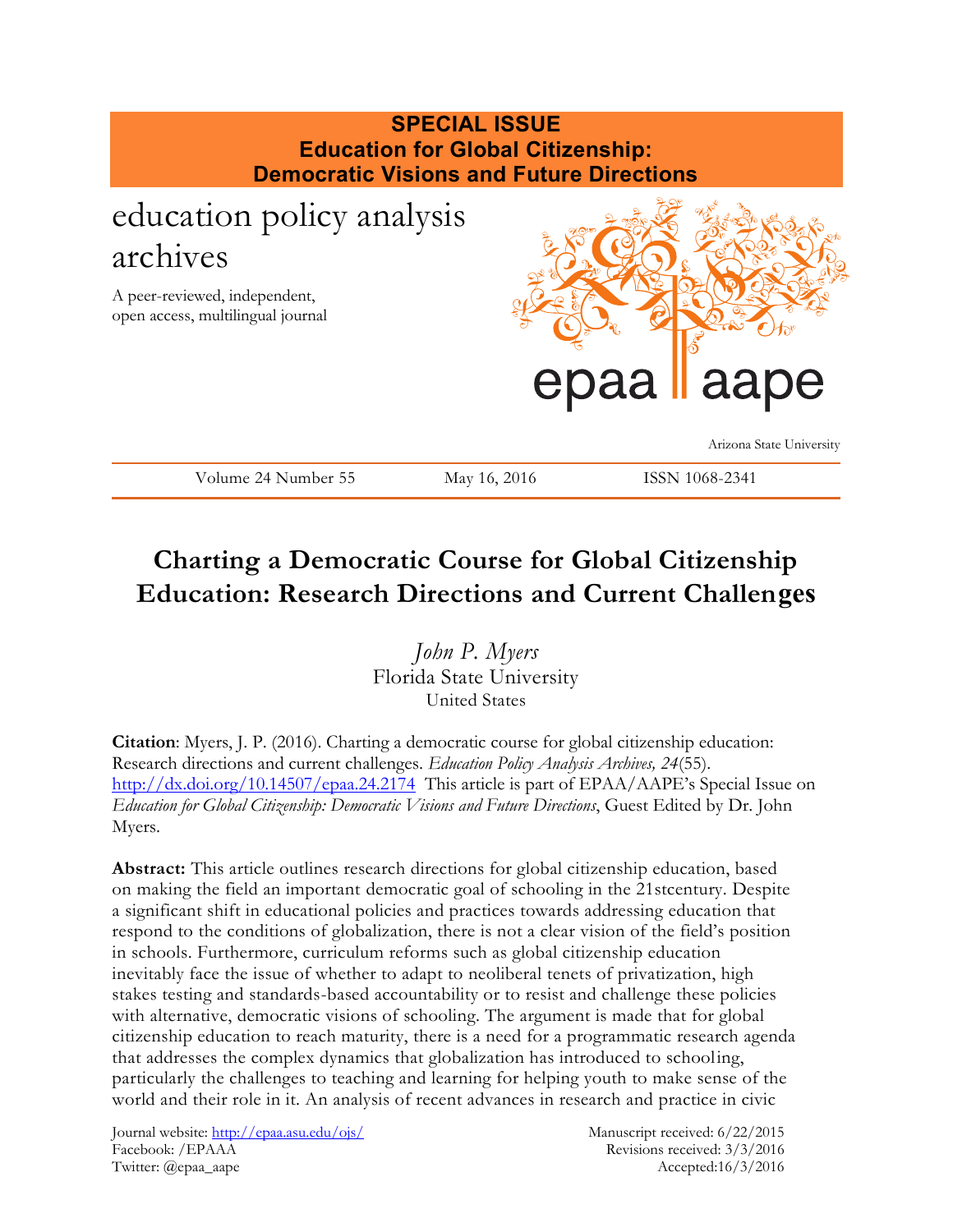**SPECIAL ISSUE**
**Education for Global Citizenship: Democratic Visions and Future Directions**

education policy analysis archives

A peer-reviewed, independent, open access, multilingual journal

epaa aape

Arizona State University

Volume 24 Number 55 | May 16, 2016 | ISSN 1068-2341

# Charting a Democratic Course for Global Citizenship Education: Research Directions and Current Challenges

*John P. Myers*
Florida State University
United States

**Citation**: Myers, J. P. (2016). Charting a democratic course for global citizenship education: Research directions and current challenges. *Education Policy Analysis Archives, 24*(55). http://dx.doi.org/10.14507/epaa.24.2174 This article is part of EPAA/AAPE's Special Issue on *Education for Global Citizenship: Democratic Visions and Future Directions*, Guest Edited by Dr. John Myers.

**Abstract:** This article outlines research directions for global citizenship education, based on making the field an important democratic goal of schooling in the 21stcentury. Despite a significant shift in educational policies and practices towards addressing education that respond to the conditions of globalization, there is not a clear vision of the field's position in schools. Furthermore, curriculum reforms such as global citizenship education inevitably face the issue of whether to adapt to neoliberal tenets of privatization, high stakes testing and standards-based accountability or to resist and challenge these policies with alternative, democratic visions of schooling. The argument is made that for global citizenship education to reach maturity, there is a need for a programmatic research agenda that addresses the complex dynamics that globalization has introduced to schooling, particularly the challenges to teaching and learning for helping youth to make sense of the world and their role in it. An analysis of recent advances in research and practice in civic

Journal website: http://epaa.asu.edu/ojs/
Facebook: /EPAAA
Twitter: @epaa_aape

Manuscript received: 6/22/2015
Revisions received: 3/3/2016
Accepted:16/3/2016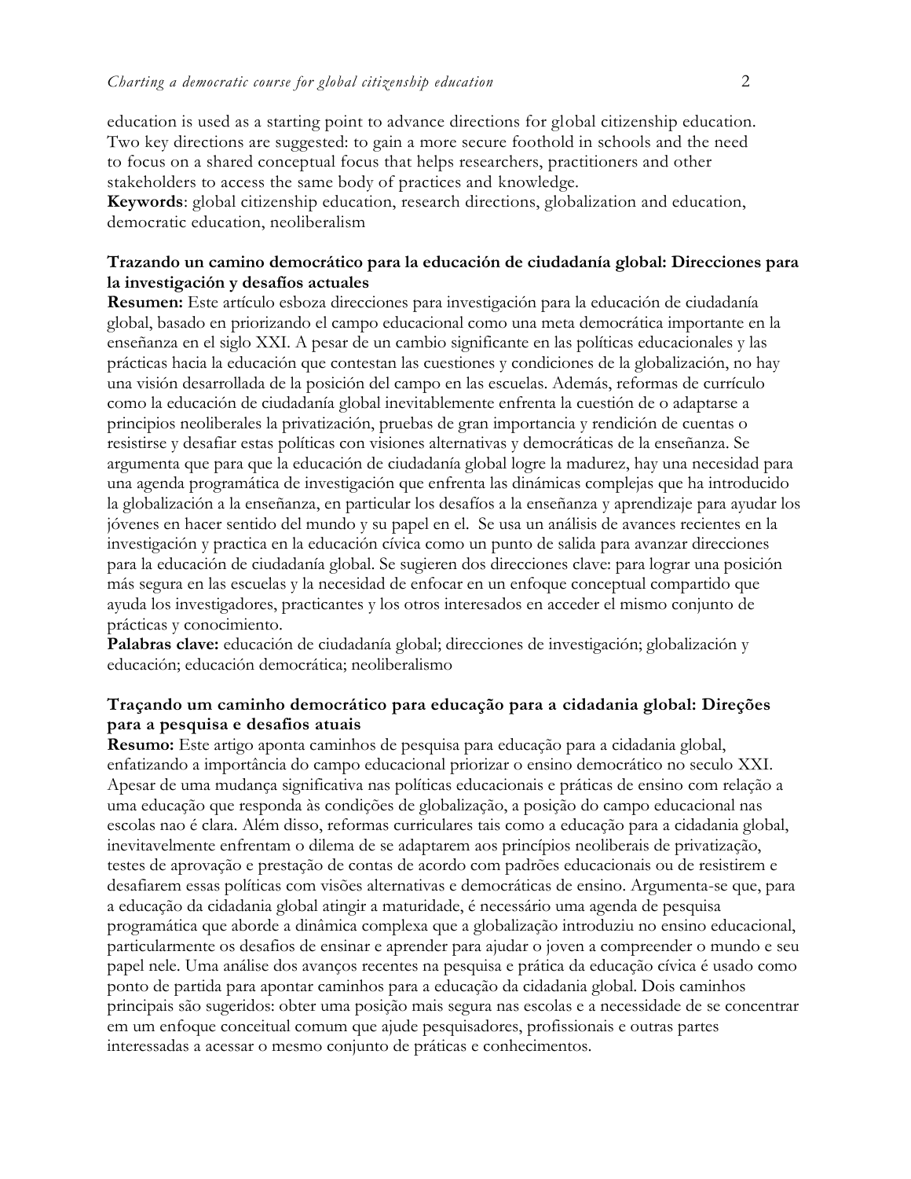education is used as a starting point to advance directions for global citizenship education. Two key directions are suggested: to gain a more secure foothold in schools and the need to focus on a shared conceptual focus that helps researchers, practitioners and other stakeholders to access the same body of practices and knowledge.
**Keywords**: global citizenship education, research directions, globalization and education, democratic education, neoliberalism

## Trazando un camino democrático para la educación de ciudadanía global: Direcciones para la investigación y desafíos actuales

**Resumen:** Este artículo esboza direcciones para investigación para la educación de ciudadanía global, basado en priorizando el campo educacional como una meta democrática importante en la enseñanza en el siglo XXI. A pesar de un cambio significante en las políticas educacionales y las prácticas hacia la educación que contestan las cuestiones y condiciones de la globalización, no hay una visión desarrollada de la posición del campo en las escuelas. Además, reformas de currículo como la educación de ciudadanía global inevitablemente enfrenta la cuestión de o adaptarse a principios neoliberales la privatización, pruebas de gran importancia y rendición de cuentas o resistirse y desafiar estas políticas con visiones alternativas y democráticas de la enseñanza. Se argumenta que para que la educación de ciudadanía global logre la madurez, hay una necesidad para una agenda programática de investigación que enfrenta las dinámicas complejas que ha introducido la globalización a la enseñanza, en particular los desafíos a la enseñanza y aprendizaje para ayudar los jóvenes en hacer sentido del mundo y su papel en el. Se usa un análisis de avances recientes en la investigación y practica en la educación cívica como un punto de salida para avanzar direcciones para la educación de ciudadanía global. Se sugieren dos direcciones clave: para lograr una posición más segura en las escuelas y la necesidad de enfocar en un enfoque conceptual compartido que ayuda los investigadores, practicantes y los otros interesados en acceder el mismo conjunto de prácticas y conocimiento.
**Palabras clave:** educación de ciudadanía global; direcciones de investigación; globalización y educación; educación democrática; neoliberalismo

## Traçando um caminho democrático para educação para a cidadania global: Direções para a pesquisa e desafios atuais

**Resumo:** Este artigo aponta caminhos de pesquisa para educação para a cidadania global, enfatizando a importância do campo educacional priorizar o ensino democrático no seculo XXI. Apesar de uma mudança significativa nas políticas educacionais e práticas de ensino com relação a uma educação que responda às condições de globalização, a posição do campo educacional nas escolas nao é clara. Além disso, reformas curriculares tais como a educação para a cidadania global, inevitavelmente enfrentam o dilema de se adaptarem aos princípios neoliberais de privatização, testes de aprovação e prestação de contas de acordo com padrões educacionais ou de resistirem e desafiarem essas políticas com visões alternativas e democráticas de ensino. Argumenta-se que, para a educação da cidadania global atingir a maturidade, é necessário uma agenda de pesquisa programática que aborde a dinâmica complexa que a globalização introduziu no ensino educacional, particularmente os desafios de ensinar e aprender para ajudar o joven a compreender o mundo e seu papel nele. Uma análise dos avanços recentes na pesquisa e prática da educação cívica é usado como ponto de partida para apontar caminhos para a educação da cidadania global. Dois caminhos principais são sugeridos: obter uma posição mais segura nas escolas e a necessidade de se concentrar em um enfoque conceitual comum que ajude pesquisadores, profissionais e outras partes interessadas a acessar o mesmo conjunto de práticas e conhecimentos.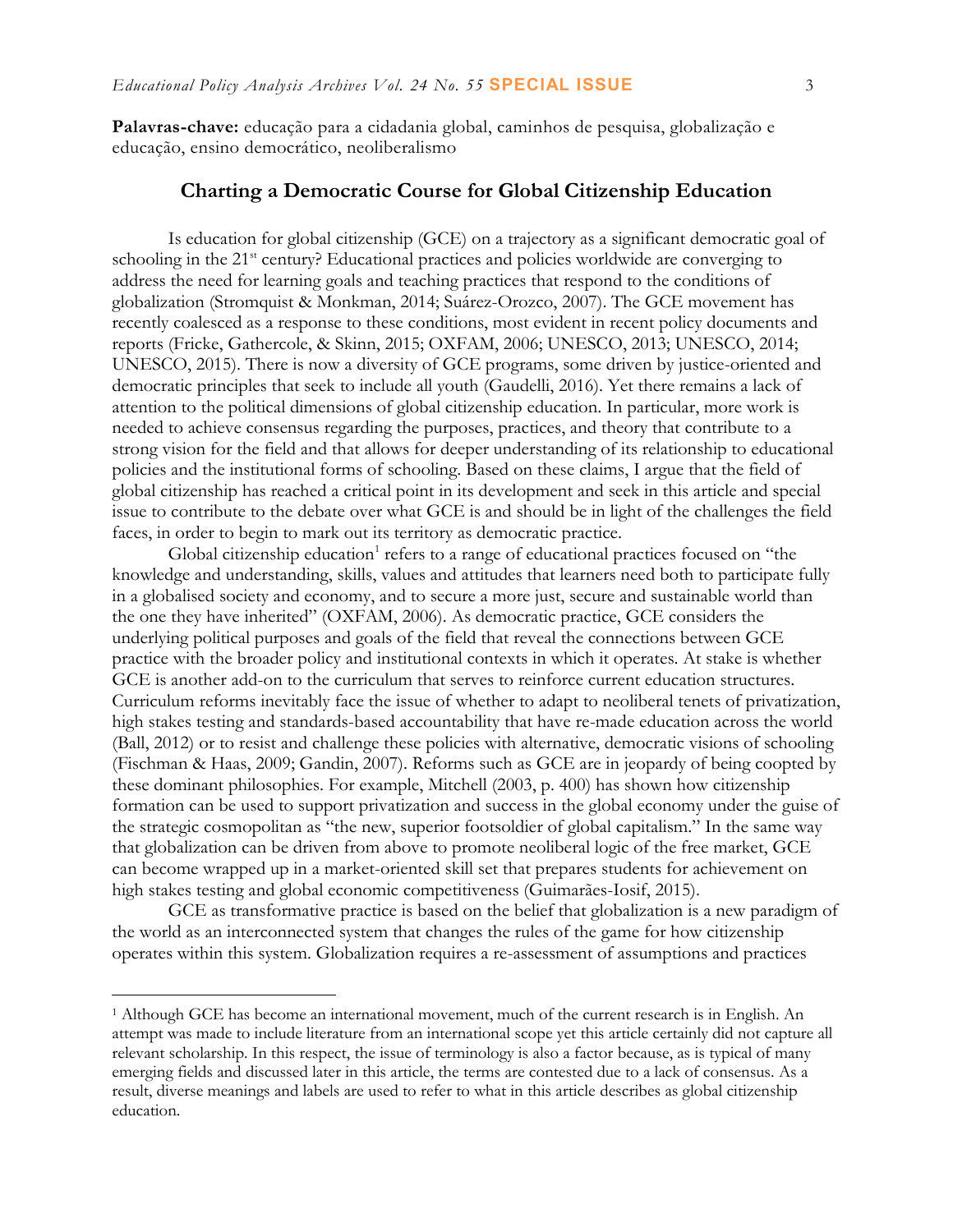**Palavras-chave:** educação para a cidadania global, caminhos de pesquisa, globalização e educação, ensino democrático, neoliberalismo

## Charting a Democratic Course for Global Citizenship Education

Is education for global citizenship (GCE) on a trajectory as a significant democratic goal of schooling in the 21st century? Educational practices and policies worldwide are converging to address the need for learning goals and teaching practices that respond to the conditions of globalization (Stromquist & Monkman, 2014; Suárez-Orozco, 2007). The GCE movement has recently coalesced as a response to these conditions, most evident in recent policy documents and reports (Fricke, Gathercole, & Skinn, 2015; OXFAM, 2006; UNESCO, 2013; UNESCO, 2014; UNESCO, 2015). There is now a diversity of GCE programs, some driven by justice-oriented and democratic principles that seek to include all youth (Gaudelli, 2016). Yet there remains a lack of attention to the political dimensions of global citizenship education. In particular, more work is needed to achieve consensus regarding the purposes, practices, and theory that contribute to a strong vision for the field and that allows for deeper understanding of its relationship to educational policies and the institutional forms of schooling. Based on these claims, I argue that the field of global citizenship has reached a critical point in its development and seek in this article and special issue to contribute to the debate over what GCE is and should be in light of the challenges the field faces, in order to begin to mark out its territory as democratic practice.

Global citizenship education[1] refers to a range of educational practices focused on "the knowledge and understanding, skills, values and attitudes that learners need both to participate fully in a globalised society and economy, and to secure a more just, secure and sustainable world than the one they have inherited" (OXFAM, 2006). As democratic practice, GCE considers the underlying political purposes and goals of the field that reveal the connections between GCE practice with the broader policy and institutional contexts in which it operates. At stake is whether GCE is another add-on to the curriculum that serves to reinforce current education structures. Curriculum reforms inevitably face the issue of whether to adapt to neoliberal tenets of privatization, high stakes testing and standards-based accountability that have re-made education across the world (Ball, 2012) or to resist and challenge these policies with alternative, democratic visions of schooling (Fischman & Haas, 2009; Gandin, 2007). Reforms such as GCE are in jeopardy of being coopted by these dominant philosophies. For example, Mitchell (2003, p. 400) has shown how citizenship formation can be used to support privatization and success in the global economy under the guise of the strategic cosmopolitan as "the new, superior footsoldier of global capitalism." In the same way that globalization can be driven from above to promote neoliberal logic of the free market, GCE can become wrapped up in a market-oriented skill set that prepares students for achievement on high stakes testing and global economic competitiveness (Guimarães-Iosif, 2015).

GCE as transformative practice is based on the belief that globalization is a new paradigm of the world as an interconnected system that changes the rules of the game for how citizenship operates within this system. Globalization requires a re-assessment of assumptions and practices

[1] Although GCE has become an international movement, much of the current research is in English. An attempt was made to include literature from an international scope yet this article certainly did not capture all relevant scholarship. In this respect, the issue of terminology is also a factor because, as is typical of many emerging fields and discussed later in this article, the terms are contested due to a lack of consensus. As a result, diverse meanings and labels are used to refer to what in this article describes as global citizenship education.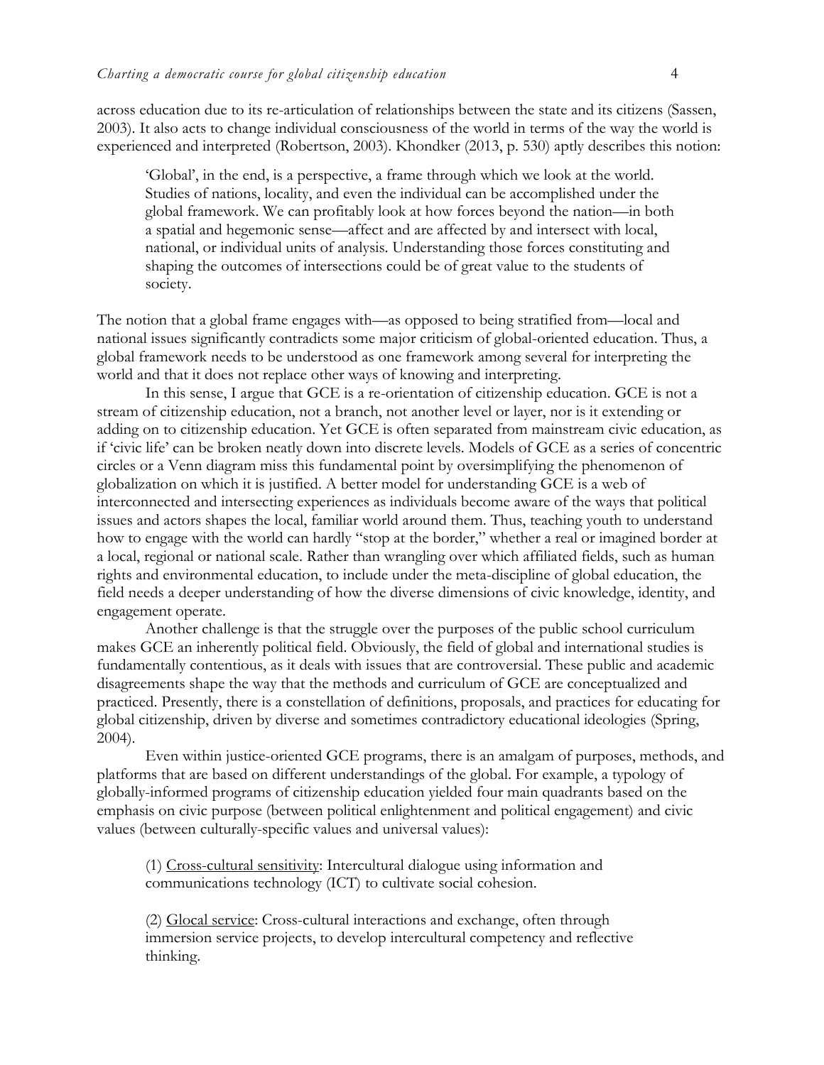across education due to its re-articulation of relationships between the state and its citizens (Sassen, 2003). It also acts to change individual consciousness of the world in terms of the way the world is experienced and interpreted (Robertson, 2003). Khondker (2013, p. 530) aptly describes this notion:

> 'Global', in the end, is a perspective, a frame through which we look at the world. Studies of nations, locality, and even the individual can be accomplished under the global framework. We can profitably look at how forces beyond the nation—in both a spatial and hegemonic sense—affect and are affected by and intersect with local, national, or individual units of analysis. Understanding those forces constituting and shaping the outcomes of intersections could be of great value to the students of society.

The notion that a global frame engages with—as opposed to being stratified from—local and national issues significantly contradicts some major criticism of global-oriented education. Thus, a global framework needs to be understood as one framework among several for interpreting the world and that it does not replace other ways of knowing and interpreting.

In this sense, I argue that GCE is a re-orientation of citizenship education. GCE is not a stream of citizenship education, not a branch, not another level or layer, nor is it extending or adding on to citizenship education. Yet GCE is often separated from mainstream civic education, as if 'civic life' can be broken neatly down into discrete levels. Models of GCE as a series of concentric circles or a Venn diagram miss this fundamental point by oversimplifying the phenomenon of globalization on which it is justified. A better model for understanding GCE is a web of interconnected and intersecting experiences as individuals become aware of the ways that political issues and actors shapes the local, familiar world around them. Thus, teaching youth to understand how to engage with the world can hardly "stop at the border," whether a real or imagined border at a local, regional or national scale. Rather than wrangling over which affiliated fields, such as human rights and environmental education, to include under the meta-discipline of global education, the field needs a deeper understanding of how the diverse dimensions of civic knowledge, identity, and engagement operate.

Another challenge is that the struggle over the purposes of the public school curriculum makes GCE an inherently political field. Obviously, the field of global and international studies is fundamentally contentious, as it deals with issues that are controversial. These public and academic disagreements shape the way that the methods and curriculum of GCE are conceptualized and practiced. Presently, there is a constellation of definitions, proposals, and practices for educating for global citizenship, driven by diverse and sometimes contradictory educational ideologies (Spring, 2004).

Even within justice-oriented GCE programs, there is an amalgam of purposes, methods, and platforms that are based on different understandings of the global. For example, a typology of globally-informed programs of citizenship education yielded four main quadrants based on the emphasis on civic purpose (between political enlightenment and political engagement) and civic values (between culturally-specific values and universal values):

> (1) <u>Cross-cultural sensitivity</u>: Intercultural dialogue using information and communications technology (ICT) to cultivate social cohesion.
>
> (2) <u>Glocal service</u>: Cross-cultural interactions and exchange, often through immersion service projects, to develop intercultural competency and reflective thinking.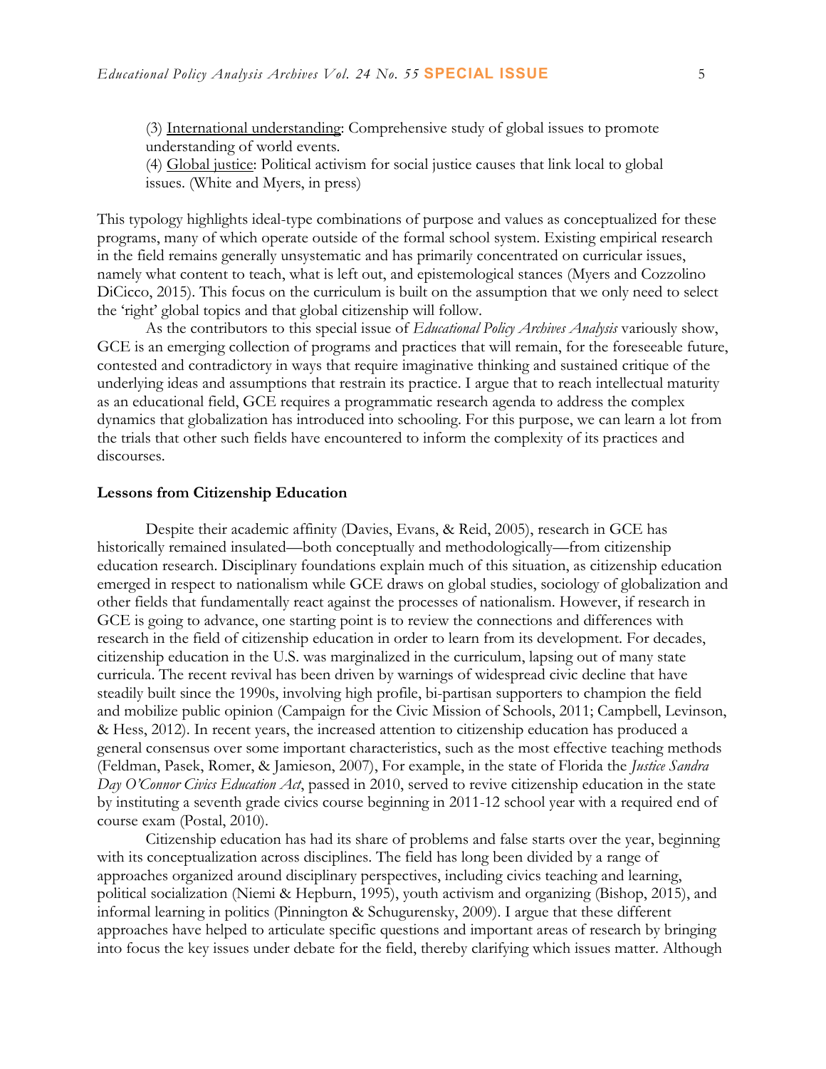(3) <u>International understanding</u>: Comprehensive study of global issues to promote understanding of world events.
(4) <u>Global justice</u>: Political activism for social justice causes that link local to global issues. (White and Myers, in press)

This typology highlights ideal-type combinations of purpose and values as conceptualized for these programs, many of which operate outside of the formal school system. Existing empirical research in the field remains generally unsystematic and has primarily concentrated on curricular issues, namely what content to teach, what is left out, and epistemological stances (Myers and Cozzolino DiCicco, 2015). This focus on the curriculum is built on the assumption that we only need to select the 'right' global topics and that global citizenship will follow.

As the contributors to this special issue of *Educational Policy Archives Analysis* variously show, GCE is an emerging collection of programs and practices that will remain, for the foreseeable future, contested and contradictory in ways that require imaginative thinking and sustained critique of the underlying ideas and assumptions that restrain its practice. I argue that to reach intellectual maturity as an educational field, GCE requires a programmatic research agenda to address the complex dynamics that globalization has introduced into schooling. For this purpose, we can learn a lot from the trials that other such fields have encountered to inform the complexity of its practices and discourses.

## Lessons from Citizenship Education

Despite their academic affinity (Davies, Evans, & Reid, 2005), research in GCE has historically remained insulated—both conceptually and methodologically—from citizenship education research. Disciplinary foundations explain much of this situation, as citizenship education emerged in respect to nationalism while GCE draws on global studies, sociology of globalization and other fields that fundamentally react against the processes of nationalism. However, if research in GCE is going to advance, one starting point is to review the connections and differences with research in the field of citizenship education in order to learn from its development. For decades, citizenship education in the U.S. was marginalized in the curriculum, lapsing out of many state curricula. The recent revival has been driven by warnings of widespread civic decline that have steadily built since the 1990s, involving high profile, bi-partisan supporters to champion the field and mobilize public opinion (Campaign for the Civic Mission of Schools, 2011; Campbell, Levinson, & Hess, 2012). In recent years, the increased attention to citizenship education has produced a general consensus over some important characteristics, such as the most effective teaching methods (Feldman, Pasek, Romer, & Jamieson, 2007), For example, in the state of Florida the *Justice Sandra Day O'Connor Civics Education Act*, passed in 2010, served to revive citizenship education in the state by instituting a seventh grade civics course beginning in 2011-12 school year with a required end of course exam (Postal, 2010).

Citizenship education has had its share of problems and false starts over the year, beginning with its conceptualization across disciplines. The field has long been divided by a range of approaches organized around disciplinary perspectives, including civics teaching and learning, political socialization (Niemi & Hepburn, 1995), youth activism and organizing (Bishop, 2015), and informal learning in politics (Pinnington & Schugurensky, 2009). I argue that these different approaches have helped to articulate specific questions and important areas of research by bringing into focus the key issues under debate for the field, thereby clarifying which issues matter. Although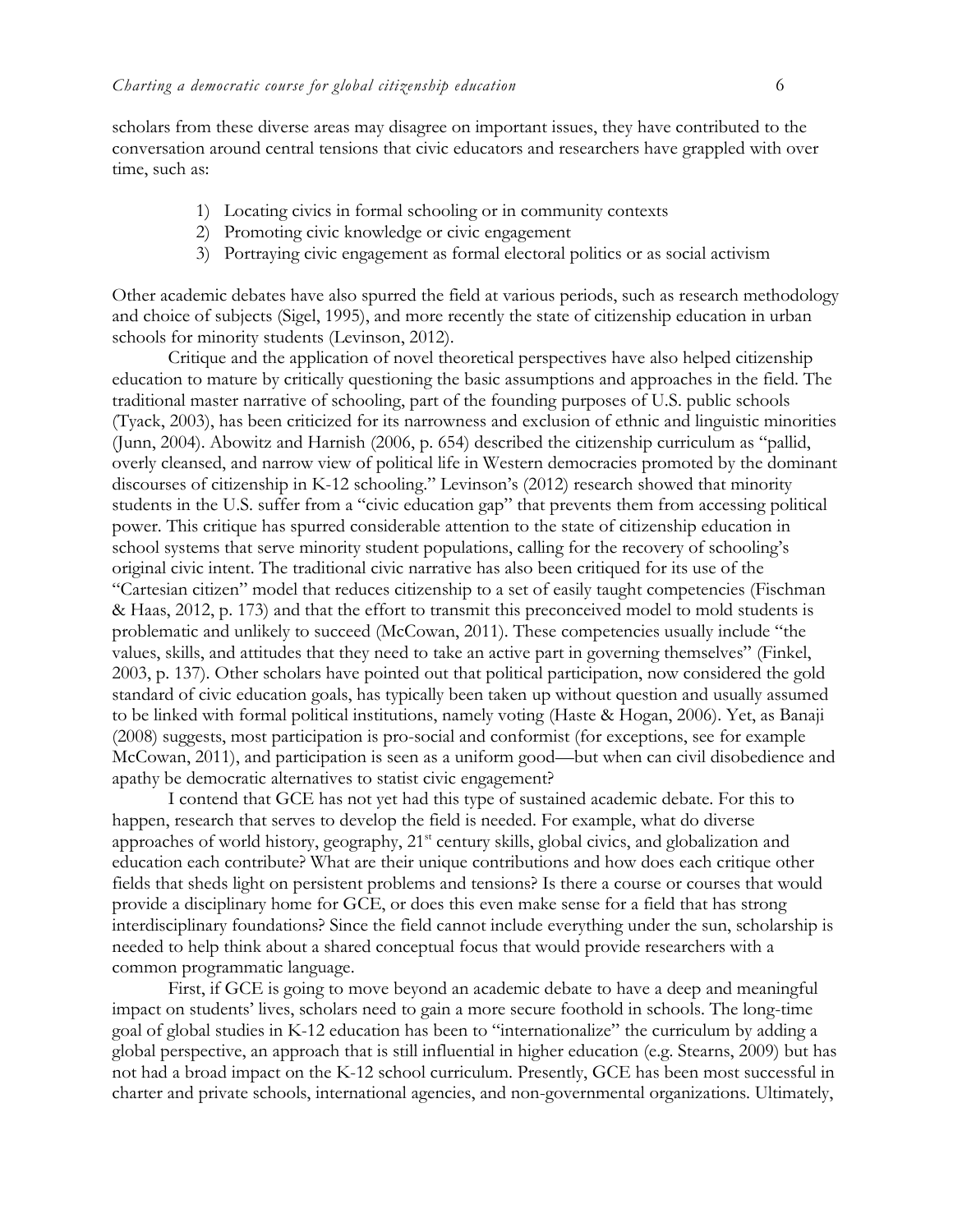scholars from these diverse areas may disagree on important issues, they have contributed to the conversation around central tensions that civic educators and researchers have grappled with over time, such as:

1) Locating civics in formal schooling or in community contexts
2) Promoting civic knowledge or civic engagement
3) Portraying civic engagement as formal electoral politics or as social activism

Other academic debates have also spurred the field at various periods, such as research methodology and choice of subjects (Sigel, 1995), and more recently the state of citizenship education in urban schools for minority students (Levinson, 2012).

Critique and the application of novel theoretical perspectives have also helped citizenship education to mature by critically questioning the basic assumptions and approaches in the field. The traditional master narrative of schooling, part of the founding purposes of U.S. public schools (Tyack, 2003), has been criticized for its narrowness and exclusion of ethnic and linguistic minorities (Junn, 2004). Abowitz and Harnish (2006, p. 654) described the citizenship curriculum as "pallid, overly cleansed, and narrow view of political life in Western democracies promoted by the dominant discourses of citizenship in K-12 schooling." Levinson's (2012) research showed that minority students in the U.S. suffer from a "civic education gap" that prevents them from accessing political power. This critique has spurred considerable attention to the state of citizenship education in school systems that serve minority student populations, calling for the recovery of schooling's original civic intent. The traditional civic narrative has also been critiqued for its use of the "Cartesian citizen" model that reduces citizenship to a set of easily taught competencies (Fischman & Haas, 2012, p. 173) and that the effort to transmit this preconceived model to mold students is problematic and unlikely to succeed (McCowan, 2011). These competencies usually include "the values, skills, and attitudes that they need to take an active part in governing themselves" (Finkel, 2003, p. 137). Other scholars have pointed out that political participation, now considered the gold standard of civic education goals, has typically been taken up without question and usually assumed to be linked with formal political institutions, namely voting (Haste & Hogan, 2006). Yet, as Banaji (2008) suggests, most participation is pro-social and conformist (for exceptions, see for example McCowan, 2011), and participation is seen as a uniform good—but when can civil disobedience and apathy be democratic alternatives to statist civic engagement?

I contend that GCE has not yet had this type of sustained academic debate. For this to happen, research that serves to develop the field is needed. For example, what do diverse approaches of world history, geography, 21st century skills, global civics, and globalization and education each contribute? What are their unique contributions and how does each critique other fields that sheds light on persistent problems and tensions? Is there a course or courses that would provide a disciplinary home for GCE, or does this even make sense for a field that has strong interdisciplinary foundations? Since the field cannot include everything under the sun, scholarship is needed to help think about a shared conceptual focus that would provide researchers with a common programmatic language.

First, if GCE is going to move beyond an academic debate to have a deep and meaningful impact on students' lives, scholars need to gain a more secure foothold in schools. The long-time goal of global studies in K-12 education has been to "internationalize" the curriculum by adding a global perspective, an approach that is still influential in higher education (e.g. Stearns, 2009) but has not had a broad impact on the K-12 school curriculum. Presently, GCE has been most successful in charter and private schools, international agencies, and non-governmental organizations. Ultimately,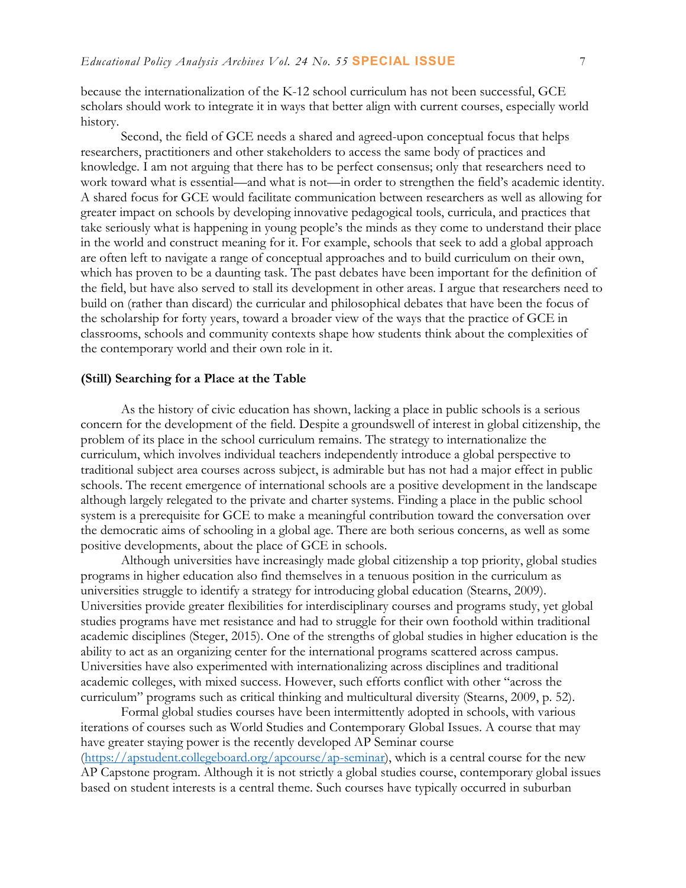because the internationalization of the K-12 school curriculum has not been successful, GCE scholars should work to integrate it in ways that better align with current courses, especially world history.

Second, the field of GCE needs a shared and agreed-upon conceptual focus that helps researchers, practitioners and other stakeholders to access the same body of practices and knowledge. I am not arguing that there has to be perfect consensus; only that researchers need to work toward what is essential—and what is not—in order to strengthen the field's academic identity. A shared focus for GCE would facilitate communication between researchers as well as allowing for greater impact on schools by developing innovative pedagogical tools, curricula, and practices that take seriously what is happening in young people's the minds as they come to understand their place in the world and construct meaning for it. For example, schools that seek to add a global approach are often left to navigate a range of conceptual approaches and to build curriculum on their own, which has proven to be a daunting task. The past debates have been important for the definition of the field, but have also served to stall its development in other areas. I argue that researchers need to build on (rather than discard) the curricular and philosophical debates that have been the focus of the scholarship for forty years, toward a broader view of the ways that the practice of GCE in classrooms, schools and community contexts shape how students think about the complexities of the contemporary world and their own role in it.

**(Still) Searching for a Place at the Table**

As the history of civic education has shown, lacking a place in public schools is a serious concern for the development of the field. Despite a groundswell of interest in global citizenship, the problem of its place in the school curriculum remains. The strategy to internationalize the curriculum, which involves individual teachers independently introduce a global perspective to traditional subject area courses across subject, is admirable but has not had a major effect in public schools. The recent emergence of international schools are a positive development in the landscape although largely relegated to the private and charter systems. Finding a place in the public school system is a prerequisite for GCE to make a meaningful contribution toward the conversation over the democratic aims of schooling in a global age. There are both serious concerns, as well as some positive developments, about the place of GCE in schools.

Although universities have increasingly made global citizenship a top priority, global studies programs in higher education also find themselves in a tenuous position in the curriculum as universities struggle to identify a strategy for introducing global education (Stearns, 2009). Universities provide greater flexibilities for interdisciplinary courses and programs study, yet global studies programs have met resistance and had to struggle for their own foothold within traditional academic disciplines (Steger, 2015). One of the strengths of global studies in higher education is the ability to act as an organizing center for the international programs scattered across campus. Universities have also experimented with internationalizing across disciplines and traditional academic colleges, with mixed success. However, such efforts conflict with other "across the curriculum" programs such as critical thinking and multicultural diversity (Stearns, 2009, p. 52).

Formal global studies courses have been intermittently adopted in schools, with various iterations of courses such as World Studies and Contemporary Global Issues. A course that may have greater staying power is the recently developed AP Seminar course (https://apstudent.collegeboard.org/apcourse/ap-seminar), which is a central course for the new AP Capstone program. Although it is not strictly a global studies course, contemporary global issues based on student interests is a central theme. Such courses have typically occurred in suburban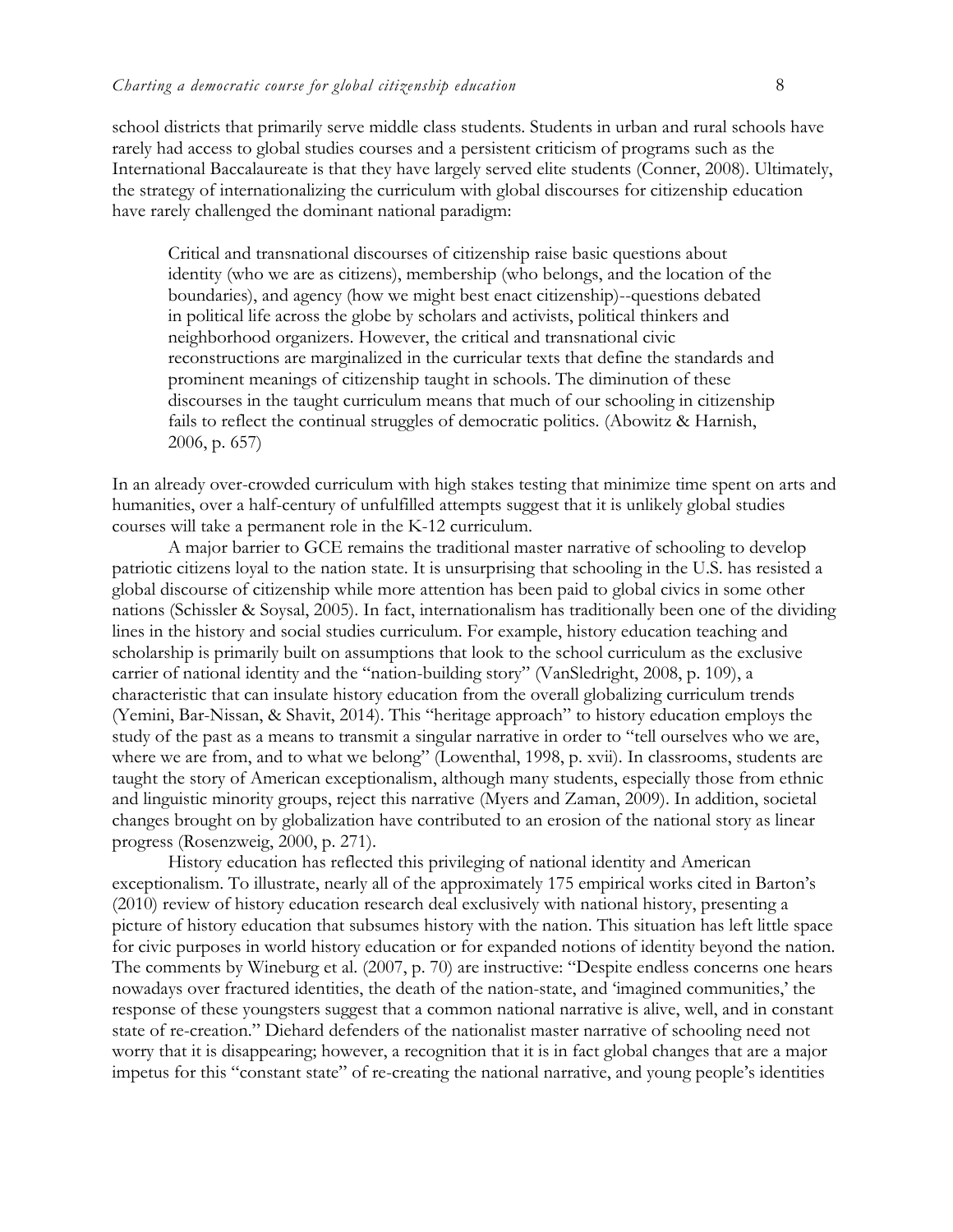school districts that primarily serve middle class students. Students in urban and rural schools have rarely had access to global studies courses and a persistent criticism of programs such as the International Baccalaureate is that they have largely served elite students (Conner, 2008). Ultimately, the strategy of internationalizing the curriculum with global discourses for citizenship education have rarely challenged the dominant national paradigm:

> Critical and transnational discourses of citizenship raise basic questions about identity (who we are as citizens), membership (who belongs, and the location of the boundaries), and agency (how we might best enact citizenship)--questions debated in political life across the globe by scholars and activists, political thinkers and neighborhood organizers. However, the critical and transnational civic reconstructions are marginalized in the curricular texts that define the standards and prominent meanings of citizenship taught in schools. The diminution of these discourses in the taught curriculum means that much of our schooling in citizenship fails to reflect the continual struggles of democratic politics. (Abowitz & Harnish, 2006, p. 657)

In an already over-crowded curriculum with high stakes testing that minimize time spent on arts and humanities, over a half-century of unfulfilled attempts suggest that it is unlikely global studies courses will take a permanent role in the K-12 curriculum.

A major barrier to GCE remains the traditional master narrative of schooling to develop patriotic citizens loyal to the nation state. It is unsurprising that schooling in the U.S. has resisted a global discourse of citizenship while more attention has been paid to global civics in some other nations (Schissler & Soysal, 2005). In fact, internationalism has traditionally been one of the dividing lines in the history and social studies curriculum. For example, history education teaching and scholarship is primarily built on assumptions that look to the school curriculum as the exclusive carrier of national identity and the "nation-building story" (VanSledright, 2008, p. 109), a characteristic that can insulate history education from the overall globalizing curriculum trends (Yemini, Bar-Nissan, & Shavit, 2014). This "heritage approach" to history education employs the study of the past as a means to transmit a singular narrative in order to "tell ourselves who we are, where we are from, and to what we belong" (Lowenthal, 1998, p. xvii). In classrooms, students are taught the story of American exceptionalism, although many students, especially those from ethnic and linguistic minority groups, reject this narrative (Myers and Zaman, 2009). In addition, societal changes brought on by globalization have contributed to an erosion of the national story as linear progress (Rosenzweig, 2000, p. 271).

History education has reflected this privileging of national identity and American exceptionalism. To illustrate, nearly all of the approximately 175 empirical works cited in Barton's (2010) review of history education research deal exclusively with national history, presenting a picture of history education that subsumes history with the nation. This situation has left little space for civic purposes in world history education or for expanded notions of identity beyond the nation. The comments by Wineburg et al. (2007, p. 70) are instructive: "Despite endless concerns one hears nowadays over fractured identities, the death of the nation-state, and 'imagined communities,' the response of these youngsters suggest that a common national narrative is alive, well, and in constant state of re-creation." Diehard defenders of the nationalist master narrative of schooling need not worry that it is disappearing; however, a recognition that it is in fact global changes that are a major impetus for this "constant state" of re-creating the national narrative, and young people's identities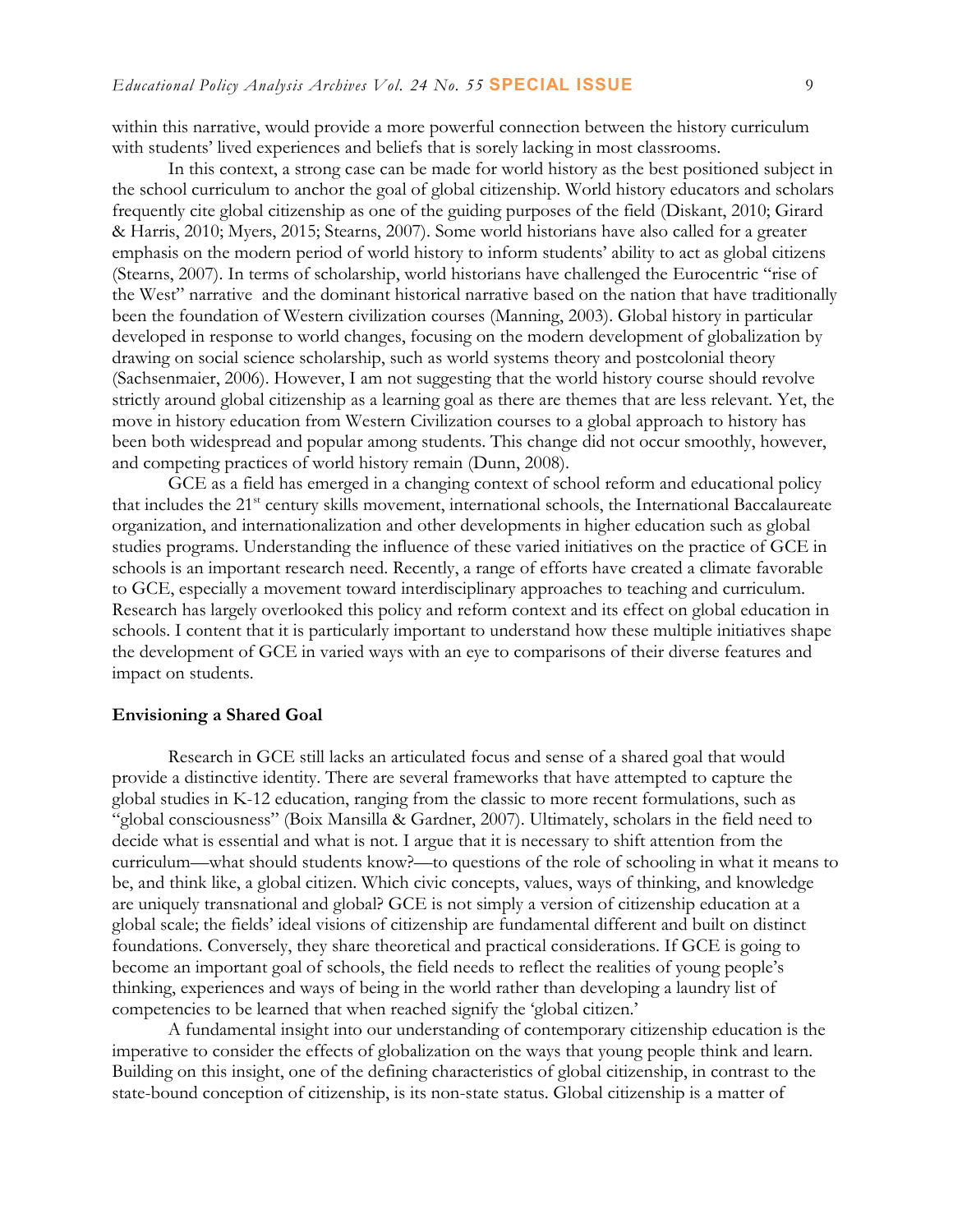within this narrative, would provide a more powerful connection between the history curriculum with students' lived experiences and beliefs that is sorely lacking in most classrooms.

In this context, a strong case can be made for world history as the best positioned subject in the school curriculum to anchor the goal of global citizenship. World history educators and scholars frequently cite global citizenship as one of the guiding purposes of the field (Diskant, 2010; Girard & Harris, 2010; Myers, 2015; Stearns, 2007). Some world historians have also called for a greater emphasis on the modern period of world history to inform students' ability to act as global citizens (Stearns, 2007). In terms of scholarship, world historians have challenged the Eurocentric "rise of the West" narrative and the dominant historical narrative based on the nation that have traditionally been the foundation of Western civilization courses (Manning, 2003). Global history in particular developed in response to world changes, focusing on the modern development of globalization by drawing on social science scholarship, such as world systems theory and postcolonial theory (Sachsenmaier, 2006). However, I am not suggesting that the world history course should revolve strictly around global citizenship as a learning goal as there are themes that are less relevant. Yet, the move in history education from Western Civilization courses to a global approach to history has been both widespread and popular among students. This change did not occur smoothly, however, and competing practices of world history remain (Dunn, 2008).

GCE as a field has emerged in a changing context of school reform and educational policy that includes the 21st century skills movement, international schools, the International Baccalaureate organization, and internationalization and other developments in higher education such as global studies programs. Understanding the influence of these varied initiatives on the practice of GCE in schools is an important research need. Recently, a range of efforts have created a climate favorable to GCE, especially a movement toward interdisciplinary approaches to teaching and curriculum. Research has largely overlooked this policy and reform context and its effect on global education in schools. I content that it is particularly important to understand how these multiple initiatives shape the development of GCE in varied ways with an eye to comparisons of their diverse features and impact on students.

**Envisioning a Shared Goal**

Research in GCE still lacks an articulated focus and sense of a shared goal that would provide a distinctive identity. There are several frameworks that have attempted to capture the global studies in K-12 education, ranging from the classic to more recent formulations, such as "global consciousness" (Boix Mansilla & Gardner, 2007). Ultimately, scholars in the field need to decide what is essential and what is not. I argue that it is necessary to shift attention from the curriculum—what should students know?—to questions of the role of schooling in what it means to be, and think like, a global citizen. Which civic concepts, values, ways of thinking, and knowledge are uniquely transnational and global? GCE is not simply a version of citizenship education at a global scale; the fields' ideal visions of citizenship are fundamental different and built on distinct foundations. Conversely, they share theoretical and practical considerations. If GCE is going to become an important goal of schools, the field needs to reflect the realities of young people's thinking, experiences and ways of being in the world rather than developing a laundry list of competencies to be learned that when reached signify the 'global citizen.'

A fundamental insight into our understanding of contemporary citizenship education is the imperative to consider the effects of globalization on the ways that young people think and learn. Building on this insight, one of the defining characteristics of global citizenship, in contrast to the state-bound conception of citizenship, is its non-state status. Global citizenship is a matter of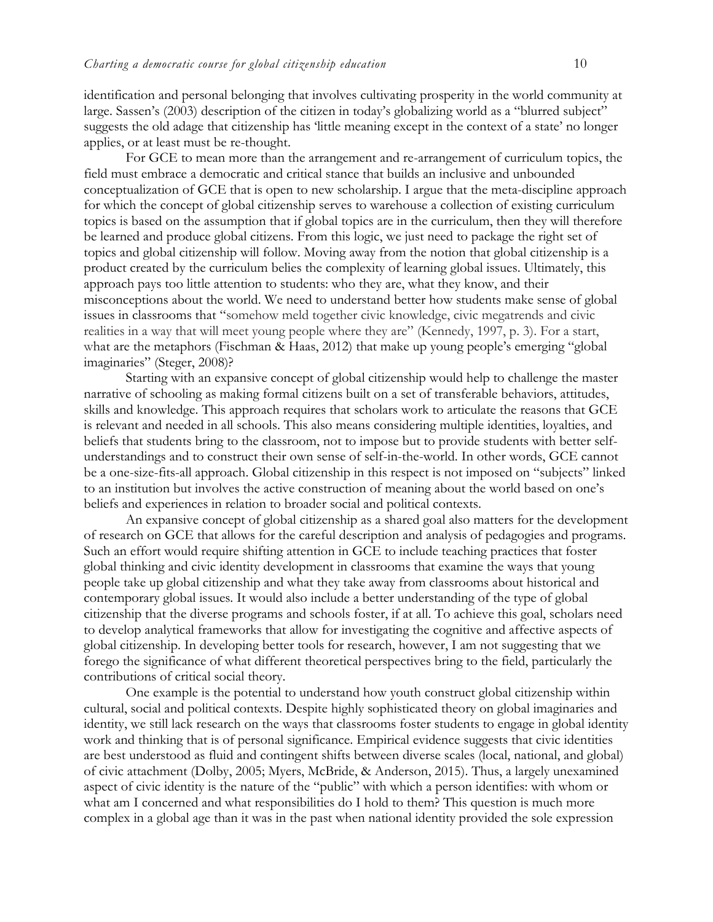identification and personal belonging that involves cultivating prosperity in the world community at large. Sassen's (2003) description of the citizen in today's globalizing world as a "blurred subject" suggests the old adage that citizenship has 'little meaning except in the context of a state' no longer applies, or at least must be re-thought.

For GCE to mean more than the arrangement and re-arrangement of curriculum topics, the field must embrace a democratic and critical stance that builds an inclusive and unbounded conceptualization of GCE that is open to new scholarship. I argue that the meta-discipline approach for which the concept of global citizenship serves to warehouse a collection of existing curriculum topics is based on the assumption that if global topics are in the curriculum, then they will therefore be learned and produce global citizens. From this logic, we just need to package the right set of topics and global citizenship will follow. Moving away from the notion that global citizenship is a product created by the curriculum belies the complexity of learning global issues. Ultimately, this approach pays too little attention to students: who they are, what they know, and their misconceptions about the world. We need to understand better how students make sense of global issues in classrooms that "somehow meld together civic knowledge, civic megatrends and civic realities in a way that will meet young people where they are" (Kennedy, 1997, p. 3). For a start, what are the metaphors (Fischman & Haas, 2012) that make up young people's emerging "global imaginaries" (Steger, 2008)?

Starting with an expansive concept of global citizenship would help to challenge the master narrative of schooling as making formal citizens built on a set of transferable behaviors, attitudes, skills and knowledge. This approach requires that scholars work to articulate the reasons that GCE is relevant and needed in all schools. This also means considering multiple identities, loyalties, and beliefs that students bring to the classroom, not to impose but to provide students with better self-understandings and to construct their own sense of self-in-the-world. In other words, GCE cannot be a one-size-fits-all approach. Global citizenship in this respect is not imposed on "subjects" linked to an institution but involves the active construction of meaning about the world based on one's beliefs and experiences in relation to broader social and political contexts.

An expansive concept of global citizenship as a shared goal also matters for the development of research on GCE that allows for the careful description and analysis of pedagogies and programs. Such an effort would require shifting attention in GCE to include teaching practices that foster global thinking and civic identity development in classrooms that examine the ways that young people take up global citizenship and what they take away from classrooms about historical and contemporary global issues. It would also include a better understanding of the type of global citizenship that the diverse programs and schools foster, if at all. To achieve this goal, scholars need to develop analytical frameworks that allow for investigating the cognitive and affective aspects of global citizenship. In developing better tools for research, however, I am not suggesting that we forego the significance of what different theoretical perspectives bring to the field, particularly the contributions of critical social theory.

One example is the potential to understand how youth construct global citizenship within cultural, social and political contexts. Despite highly sophisticated theory on global imaginaries and identity, we still lack research on the ways that classrooms foster students to engage in global identity work and thinking that is of personal significance. Empirical evidence suggests that civic identities are best understood as fluid and contingent shifts between diverse scales (local, national, and global) of civic attachment (Dolby, 2005; Myers, McBride, & Anderson, 2015). Thus, a largely unexamined aspect of civic identity is the nature of the "public" with which a person identifies: with whom or what am I concerned and what responsibilities do I hold to them? This question is much more complex in a global age than it was in the past when national identity provided the sole expression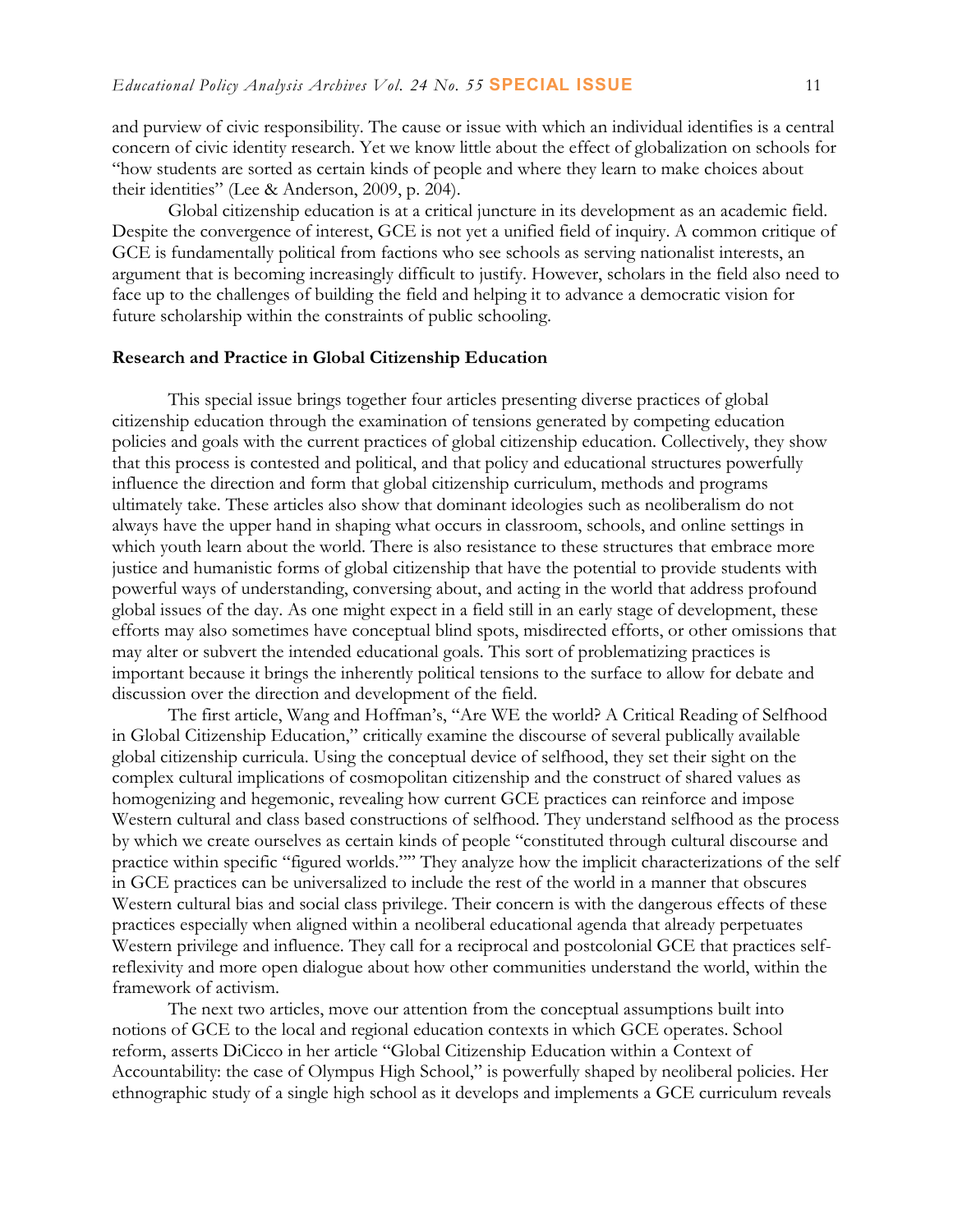and purview of civic responsibility. The cause or issue with which an individual identifies is a central concern of civic identity research. Yet we know little about the effect of globalization on schools for "how students are sorted as certain kinds of people and where they learn to make choices about their identities" (Lee & Anderson, 2009, p. 204).

Global citizenship education is at a critical juncture in its development as an academic field. Despite the convergence of interest, GCE is not yet a unified field of inquiry. A common critique of GCE is fundamentally political from factions who see schools as serving nationalist interests, an argument that is becoming increasingly difficult to justify. However, scholars in the field also need to face up to the challenges of building the field and helping it to advance a democratic vision for future scholarship within the constraints of public schooling.

**Research and Practice in Global Citizenship Education**

This special issue brings together four articles presenting diverse practices of global citizenship education through the examination of tensions generated by competing education policies and goals with the current practices of global citizenship education. Collectively, they show that this process is contested and political, and that policy and educational structures powerfully influence the direction and form that global citizenship curriculum, methods and programs ultimately take. These articles also show that dominant ideologies such as neoliberalism do not always have the upper hand in shaping what occurs in classroom, schools, and online settings in which youth learn about the world. There is also resistance to these structures that embrace more justice and humanistic forms of global citizenship that have the potential to provide students with powerful ways of understanding, conversing about, and acting in the world that address profound global issues of the day. As one might expect in a field still in an early stage of development, these efforts may also sometimes have conceptual blind spots, misdirected efforts, or other omissions that may alter or subvert the intended educational goals. This sort of problematizing practices is important because it brings the inherently political tensions to the surface to allow for debate and discussion over the direction and development of the field.

The first article, Wang and Hoffman's, "Are WE the world? A Critical Reading of Selfhood in Global Citizenship Education," critically examine the discourse of several publically available global citizenship curricula. Using the conceptual device of selfhood, they set their sight on the complex cultural implications of cosmopolitan citizenship and the construct of shared values as homogenizing and hegemonic, revealing how current GCE practices can reinforce and impose Western cultural and class based constructions of selfhood. They understand selfhood as the process by which we create ourselves as certain kinds of people "constituted through cultural discourse and practice within specific "figured worlds."" They analyze how the implicit characterizations of the self in GCE practices can be universalized to include the rest of the world in a manner that obscures Western cultural bias and social class privilege. Their concern is with the dangerous effects of these practices especially when aligned within a neoliberal educational agenda that already perpetuates Western privilege and influence. They call for a reciprocal and postcolonial GCE that practices self-reflexivity and more open dialogue about how other communities understand the world, within the framework of activism.

The next two articles, move our attention from the conceptual assumptions built into notions of GCE to the local and regional education contexts in which GCE operates. School reform, asserts DiCicco in her article "Global Citizenship Education within a Context of Accountability: the case of Olympus High School," is powerfully shaped by neoliberal policies. Her ethnographic study of a single high school as it develops and implements a GCE curriculum reveals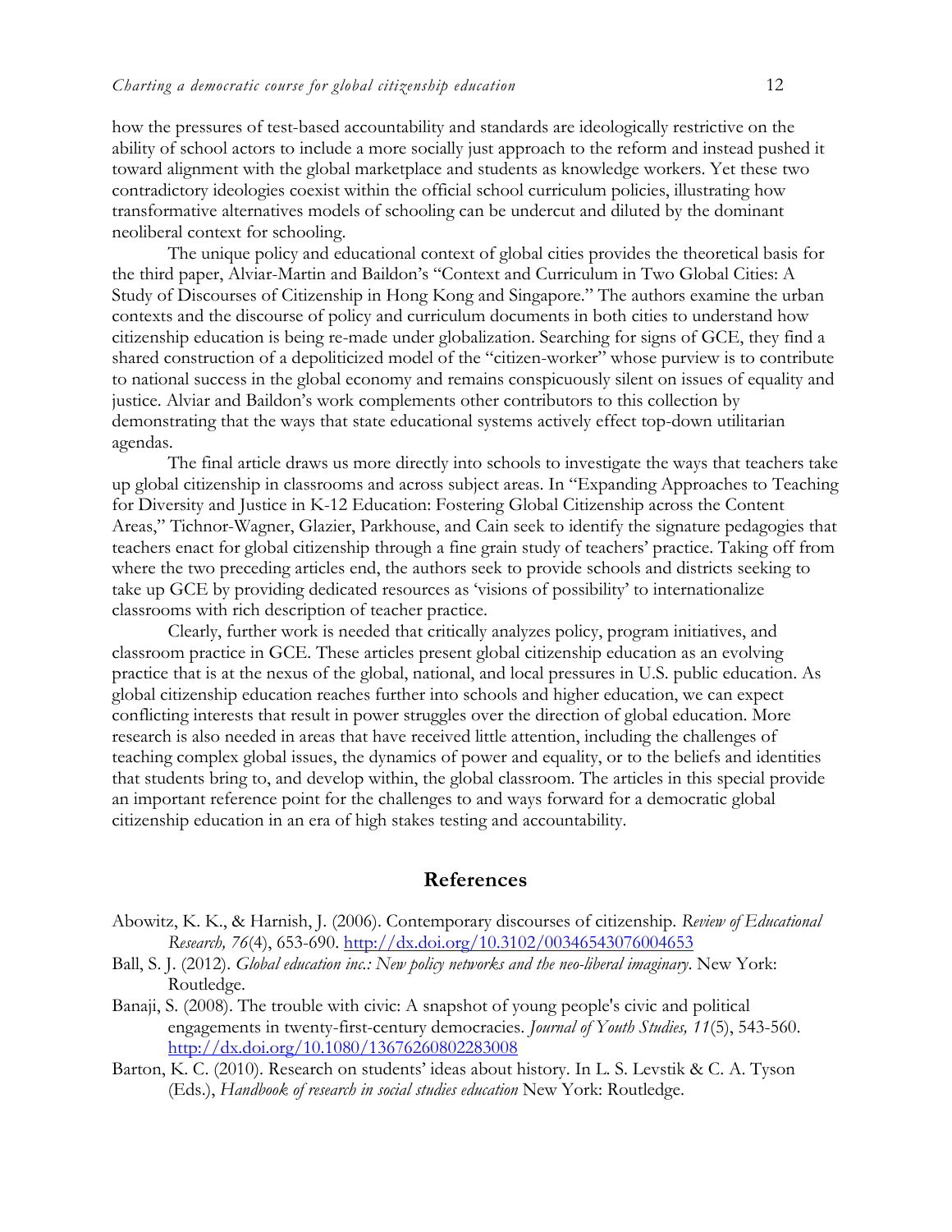how the pressures of test-based accountability and standards are ideologically restrictive on the ability of school actors to include a more socially just approach to the reform and instead pushed it toward alignment with the global marketplace and students as knowledge workers. Yet these two contradictory ideologies coexist within the official school curriculum policies, illustrating how transformative alternatives models of schooling can be undercut and diluted by the dominant neoliberal context for schooling.

The unique policy and educational context of global cities provides the theoretical basis for the third paper, Alviar-Martin and Baildon's "Context and Curriculum in Two Global Cities: A Study of Discourses of Citizenship in Hong Kong and Singapore." The authors examine the urban contexts and the discourse of policy and curriculum documents in both cities to understand how citizenship education is being re-made under globalization. Searching for signs of GCE, they find a shared construction of a depoliticized model of the "citizen-worker" whose purview is to contribute to national success in the global economy and remains conspicuously silent on issues of equality and justice. Alviar and Baildon's work complements other contributors to this collection by demonstrating that the ways that state educational systems actively effect top-down utilitarian agendas.

The final article draws us more directly into schools to investigate the ways that teachers take up global citizenship in classrooms and across subject areas. In "Expanding Approaches to Teaching for Diversity and Justice in K-12 Education: Fostering Global Citizenship across the Content Areas," Tichnor-Wagner, Glazier, Parkhouse, and Cain seek to identify the signature pedagogies that teachers enact for global citizenship through a fine grain study of teachers' practice. Taking off from where the two preceding articles end, the authors seek to provide schools and districts seeking to take up GCE by providing dedicated resources as 'visions of possibility' to internationalize classrooms with rich description of teacher practice.

Clearly, further work is needed that critically analyzes policy, program initiatives, and classroom practice in GCE. These articles present global citizenship education as an evolving practice that is at the nexus of the global, national, and local pressures in U.S. public education. As global citizenship education reaches further into schools and higher education, we can expect conflicting interests that result in power struggles over the direction of global education. More research is also needed in areas that have received little attention, including the challenges of teaching complex global issues, the dynamics of power and equality, or to the beliefs and identities that students bring to, and develop within, the global classroom. The articles in this special provide an important reference point for the challenges to and ways forward for a democratic global citizenship education in an era of high stakes testing and accountability.

## References

Abowitz, K. K., & Harnish, J. (2006). Contemporary discourses of citizenship. *Review of Educational Research, 76*(4), 653-690. http://dx.doi.org/10.3102/00346543076004653

Ball, S. J. (2012). *Global education inc.: New policy networks and the neo-liberal imaginary*. New York: Routledge.

Banaji, S. (2008). The trouble with civic: A snapshot of young people's civic and political engagements in twenty-first-century democracies. *Journal of Youth Studies, 11*(5), 543-560. http://dx.doi.org/10.1080/13676260802283008

Barton, K. C. (2010). Research on students' ideas about history. In L. S. Levstik & C. A. Tyson (Eds.), *Handbook of research in social studies education* New York: Routledge.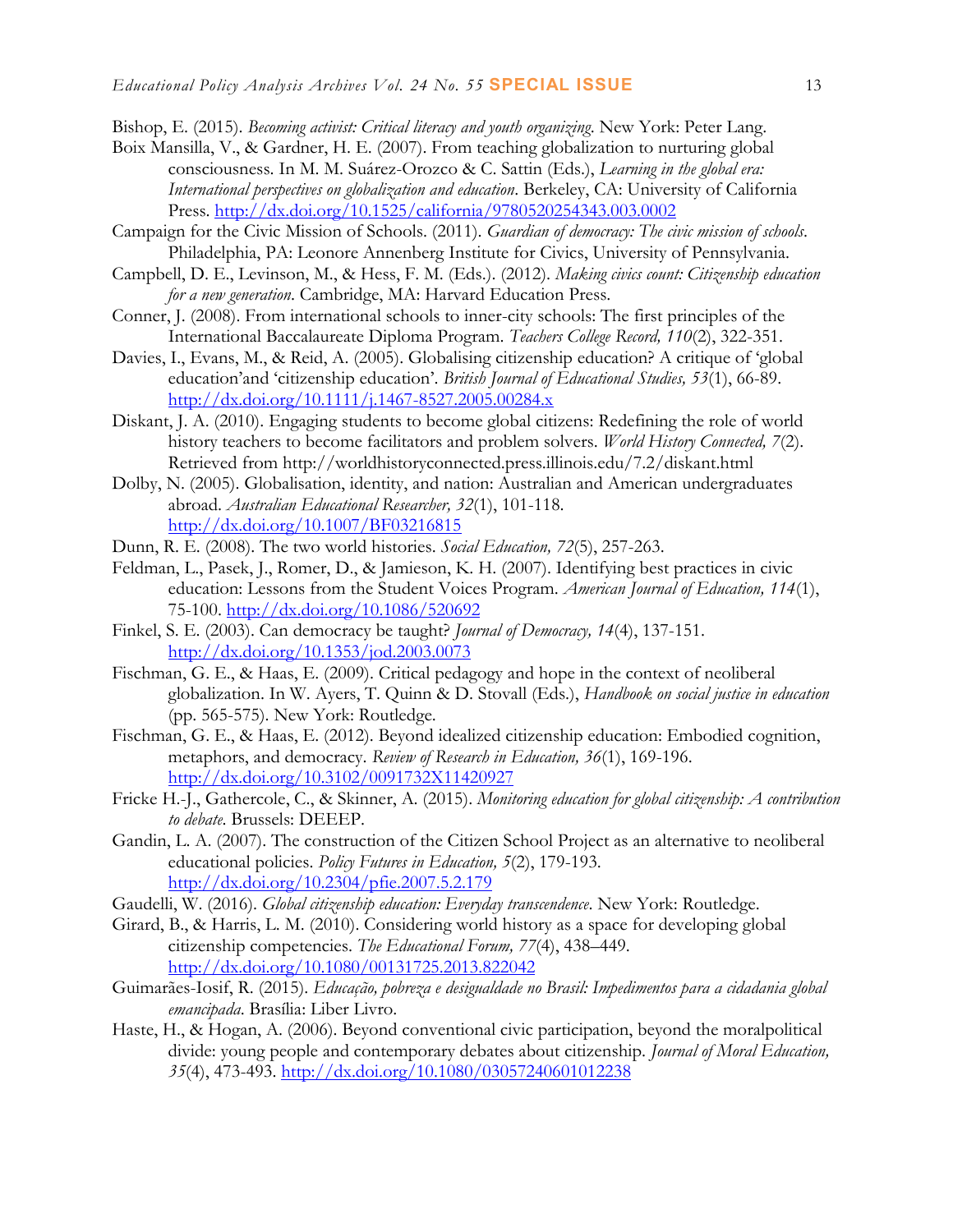Bishop, E. (2015). *Becoming activist: Critical literacy and youth organizing*. New York: Peter Lang.

Boix Mansilla, V., & Gardner, H. E. (2007). From teaching globalization to nurturing global consciousness. In M. M. Suárez-Orozco & C. Sattin (Eds.), *Learning in the global era: International perspectives on globalization and education*. Berkeley, CA: University of California Press. http://dx.doi.org/10.1525/california/9780520254343.003.0002

Campaign for the Civic Mission of Schools. (2011). *Guardian of democracy: The civic mission of schools*. Philadelphia, PA: Leonore Annenberg Institute for Civics, University of Pennsylvania.

Campbell, D. E., Levinson, M., & Hess, F. M. (Eds.). (2012). *Making civics count: Citizenship education for a new generation*. Cambridge, MA: Harvard Education Press.

Conner, J. (2008). From international schools to inner-city schools: The first principles of the International Baccalaureate Diploma Program. *Teachers College Record, 110*(2), 322-351.

Davies, I., Evans, M., & Reid, A. (2005). Globalising citizenship education? A critique of 'global education'and 'citizenship education'. *British Journal of Educational Studies, 53*(1), 66-89. http://dx.doi.org/10.1111/j.1467-8527.2005.00284.x

Diskant, J. A. (2010). Engaging students to become global citizens: Redefining the role of world history teachers to become facilitators and problem solvers. *World History Connected, 7*(2). Retrieved from http://worldhistoryconnected.press.illinois.edu/7.2/diskant.html

Dolby, N. (2005). Globalisation, identity, and nation: Australian and American undergraduates abroad. *Australian Educational Researcher, 32*(1), 101-118. http://dx.doi.org/10.1007/BF03216815

Dunn, R. E. (2008). The two world histories. *Social Education, 72*(5), 257-263.

Feldman, L., Pasek, J., Romer, D., & Jamieson, K. H. (2007). Identifying best practices in civic education: Lessons from the Student Voices Program. *American Journal of Education, 114*(1), 75-100. http://dx.doi.org/10.1086/520692

Finkel, S. E. (2003). Can democracy be taught? *Journal of Democracy, 14*(4), 137-151. http://dx.doi.org/10.1353/jod.2003.0073

Fischman, G. E., & Haas, E. (2009). Critical pedagogy and hope in the context of neoliberal globalization. In W. Ayers, T. Quinn & D. Stovall (Eds.), *Handbook on social justice in education* (pp. 565-575). New York: Routledge.

Fischman, G. E., & Haas, E. (2012). Beyond idealized citizenship education: Embodied cognition, metaphors, and democracy. *Review of Research in Education, 36*(1), 169-196. http://dx.doi.org/10.3102/0091732X11420927

Fricke H.-J., Gathercole, C., & Skinner, A. (2015). *Monitoring education for global citizenship: A contribution to debate*. Brussels: DEEEP.

Gandin, L. A. (2007). The construction of the Citizen School Project as an alternative to neoliberal educational policies. *Policy Futures in Education, 5*(2), 179-193. http://dx.doi.org/10.2304/pfie.2007.5.2.179

Gaudelli, W. (2016). *Global citizenship education: Everyday transcendence*. New York: Routledge.

Girard, B., & Harris, L. M. (2010). Considering world history as a space for developing global citizenship competencies. *The Educational Forum, 77*(4), 438–449. http://dx.doi.org/10.1080/00131725.2013.822042

Guimarães-Iosif, R. (2015). *Educação, pobreza e desigualdade no Brasil: Impedimentos para a cidadania global emancipada*. Brasília: Liber Livro.

Haste, H., & Hogan, A. (2006). Beyond conventional civic participation, beyond the moralpolitical divide: young people and contemporary debates about citizenship. *Journal of Moral Education, 35*(4), 473-493. http://dx.doi.org/10.1080/03057240601012238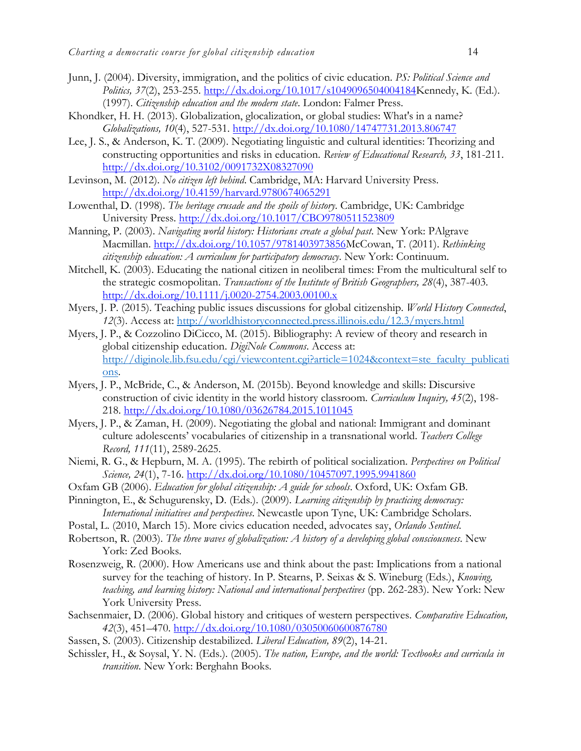Junn, J. (2004). Diversity, immigration, and the politics of civic education. *PS: Political Science and Politics, 37*(2), 253-255. http://dx.doi.org/10.1017/s1049096504004184Kennedy, K. (Ed.). (1997). *Citizenship education and the modern state*. London: Falmer Press.

Khondker, H. H. (2013). Globalization, glocalization, or global studies: What's in a name? *Globalizations, 10*(4), 527-531. http://dx.doi.org/10.1080/14747731.2013.806747

Lee, J. S., & Anderson, K. T. (2009). Negotiating linguistic and cultural identities: Theorizing and constructing opportunities and risks in education. *Review of Educational Research, 33*, 181-211. http://dx.doi.org/10.3102/0091732X08327090

Levinson, M. (2012). *No citizen left behind*. Cambridge, MA: Harvard University Press. http://dx.doi.org/10.4159/harvard.9780674065291

Lowenthal, D. (1998). *The heritage crusade and the spoils of history*. Cambridge, UK: Cambridge University Press. http://dx.doi.org/10.1017/CBO9780511523809

Manning, P. (2003). *Navigating world history: Historians create a global past*. New York: PAlgrave Macmillan. http://dx.doi.org/10.1057/9781403973856McCowan, T. (2011). *Rethinking citizenship education: A curriculum for participatory democracy*. New York: Continuum.

Mitchell, K. (2003). Educating the national citizen in neoliberal times: From the multicultural self to the strategic cosmopolitan. *Transactions of the Institute of British Geographers, 28*(4), 387-403. http://dx.doi.org/10.1111/j.0020-2754.2003.00100.x

Myers, J. P. (2015). Teaching public issues discussions for global citizenship. *World History Connected*, *12*(3). Access at: http://worldhistoryconnected.press.illinois.edu/12.3/myers.html

Myers, J. P., & Cozzolino DiCicco, M. (2015). Bibliography: A review of theory and research in global citizenship education. *DigiNole Commons*. Access at: http://diginole.lib.fsu.edu/cgi/viewcontent.cgi?article=1024&context=ste_faculty_publications.

Myers, J. P., McBride, C., & Anderson, M. (2015b). Beyond knowledge and skills: Discursive construction of civic identity in the world history classroom. *Curriculum Inquiry, 45*(2), 198-218. http://dx.doi.org/10.1080/03626784.2015.1011045

Myers, J. P., & Zaman, H. (2009). Negotiating the global and national: Immigrant and dominant culture adolescents' vocabularies of citizenship in a transnational world. *Teachers College Record, 111*(11), 2589-2625.

Niemi, R. G., & Hepburn, M. A. (1995). The rebirth of political socialization. *Perspectives on Political Science, 24*(1), 7-16. http://dx.doi.org/10.1080/10457097.1995.9941860

Oxfam GB (2006). *Education for global citizenship: A guide for schools*. Oxford, UK: Oxfam GB.

Pinnington, E., & Schugurensky, D. (Eds.). (2009). *Learning citizenship by practicing democracy: International initiatives and perspectives*. Newcastle upon Tyne, UK: Cambridge Scholars.

Postal, L. (2010, March 15). More civics education needed, advocates say, *Orlando Sentinel*.

Robertson, R. (2003). *The three waves of globalization: A history of a developing global consciousness*. New York: Zed Books.

Rosenzweig, R. (2000). How Americans use and think about the past: Implications from a national survey for the teaching of history. In P. Stearns, P. Seixas & S. Wineburg (Eds.), *Knowing, teaching, and learning history: National and international perspectives* (pp. 262-283). New York: New York University Press.

Sachsenmaier, D. (2006). Global history and critiques of western perspectives. *Comparative Education, 42*(3), 451–470. http://dx.doi.org/10.1080/03050060600876780

Sassen, S. (2003). Citizenship destabilized. *Liberal Education, 89*(2), 14-21.

Schissler, H., & Soysal, Y. N. (Eds.). (2005). *The nation, Europe, and the world: Textbooks and curricula in transition*. New York: Berghahn Books.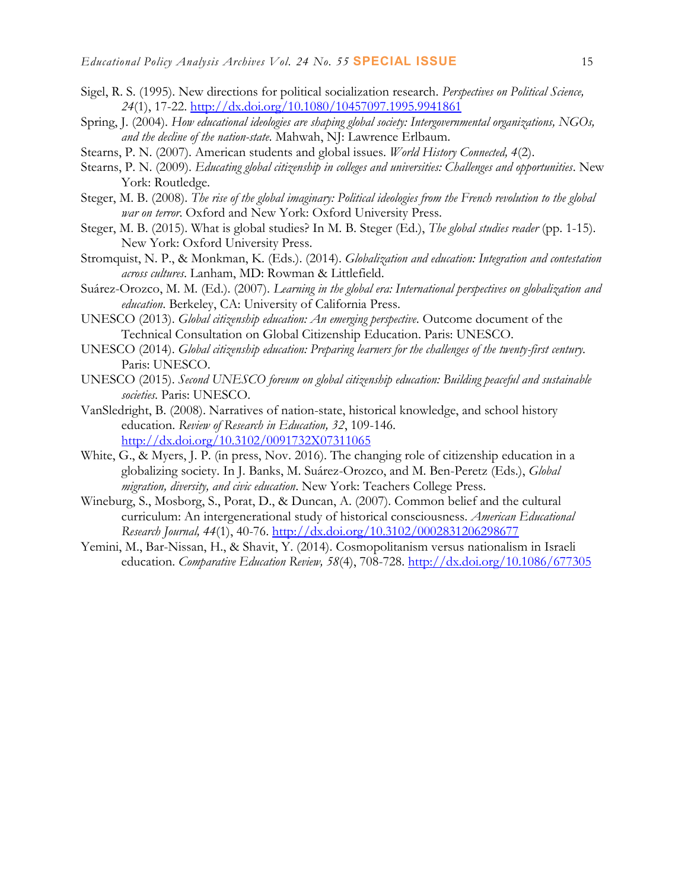Sigel, R. S. (1995). New directions for political socialization research. *Perspectives on Political Science, 24*(1), 17-22. http://dx.doi.org/10.1080/10457097.1995.9941861

Spring, J. (2004). *How educational ideologies are shaping global society: Intergovernmental organizations, NGOs, and the decline of the nation-state*. Mahwah, NJ: Lawrence Erlbaum.

Stearns, P. N. (2007). American students and global issues. *World History Connected, 4*(2).

Stearns, P. N. (2009). *Educating global citizenship in colleges and universities: Challenges and opportunities*. New York: Routledge.

Steger, M. B. (2008). *The rise of the global imaginary: Political ideologies from the French revolution to the global war on terror*. Oxford and New York: Oxford University Press.

Steger, M. B. (2015). What is global studies? In M. B. Steger (Ed.), *The global studies reader* (pp. 1-15). New York: Oxford University Press.

Stromquist, N. P., & Monkman, K. (Eds.). (2014). *Globalization and education: Integration and contestation across cultures*. Lanham, MD: Rowman & Littlefield.

Suárez-Orozco, M. M. (Ed.). (2007). *Learning in the global era: International perspectives on globalization and education*. Berkeley, CA: University of California Press.

UNESCO (2013). *Global citizenship education: An emerging perspective*. Outcome document of the Technical Consultation on Global Citizenship Education. Paris: UNESCO.

UNESCO (2014). *Global citizenship education: Preparing learners for the challenges of the twenty-first century*. Paris: UNESCO.

UNESCO (2015). *Second UNESCO foreum on global citizenship education: Building peaceful and sustainable societies*. Paris: UNESCO.

VanSledright, B. (2008). Narratives of nation-state, historical knowledge, and school history education. *Review of Research in Education, 32*, 109-146. http://dx.doi.org/10.3102/0091732X07311065

White, G., & Myers, J. P. (in press, Nov. 2016). The changing role of citizenship education in a globalizing society. In J. Banks, M. Suárez-Orozco, and M. Ben-Peretz (Eds.), *Global migration, diversity, and civic education*. New York: Teachers College Press.

Wineburg, S., Mosborg, S., Porat, D., & Duncan, A. (2007). Common belief and the cultural curriculum: An intergenerational study of historical consciousness. *American Educational Research Journal, 44*(1), 40-76. http://dx.doi.org/10.3102/0002831206298677

Yemini, M., Bar-Nissan, H., & Shavit, Y. (2014). Cosmopolitanism versus nationalism in Israeli education. *Comparative Education Review, 58*(4), 708-728. http://dx.doi.org/10.1086/677305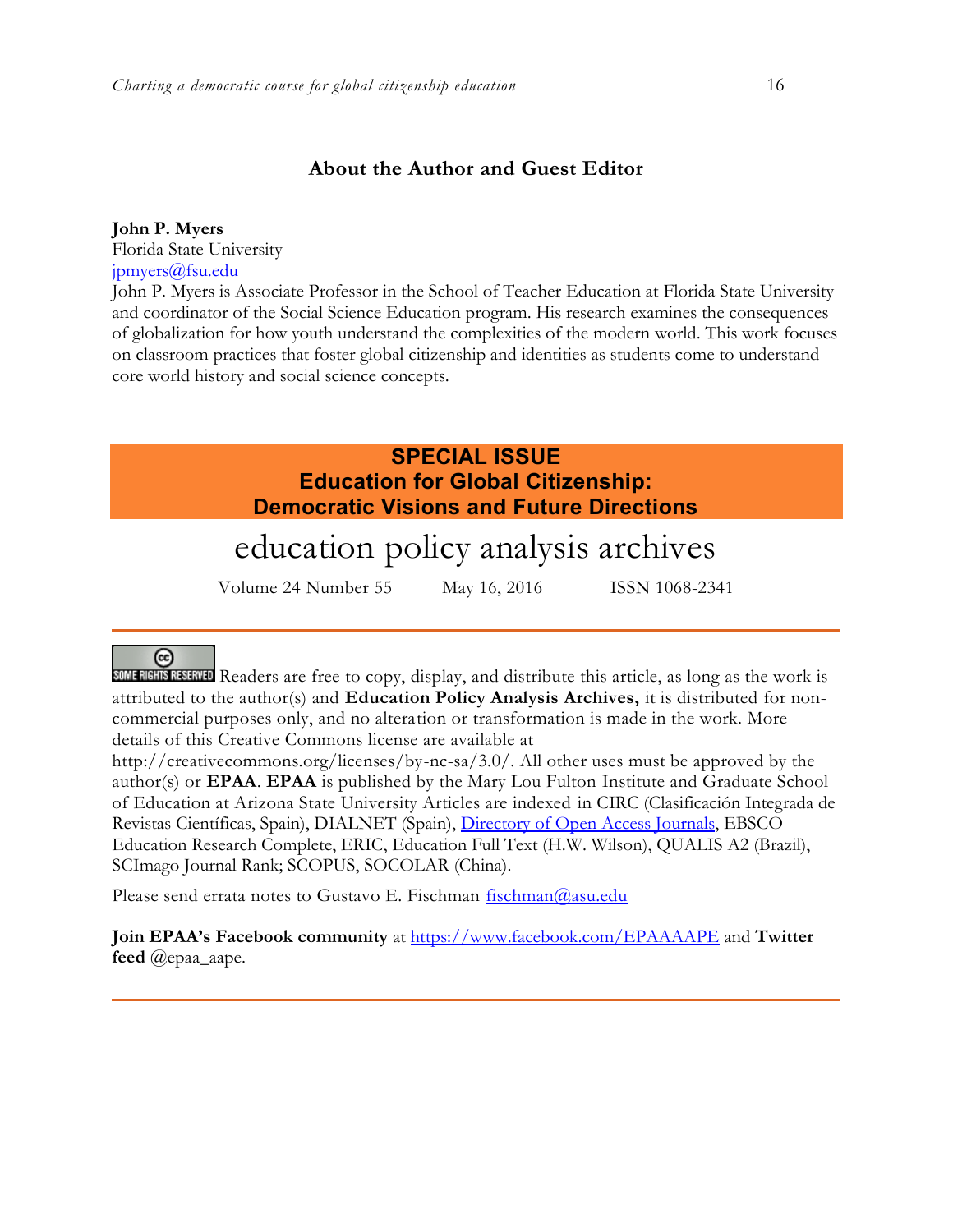## About the Author and Guest Editor

**John P. Myers**
Florida State University
jpmyers@fsu.edu
John P. Myers is Associate Professor in the School of Teacher Education at Florida State University and coordinator of the Social Science Education program. His research examines the consequences of globalization for how youth understand the complexities of the modern world. This work focuses on classroom practices that foster global citizenship and identities as students come to understand core world history and social science concepts.

**SPECIAL ISSUE**
**Education for Global Citizenship: Democratic Visions and Future Directions**

# education policy analysis archives

Volume 24 Number 55 May 16, 2016 ISSN 1068-2341

---

SOME RIGHTS RESERVED Readers are free to copy, display, and distribute this article, as long as the work is attributed to the author(s) and **Education Policy Analysis Archives,** it is distributed for non-commercial purposes only, and no alteration or transformation is made in the work. More details of this Creative Commons license are available at http://creativecommons.org/licenses/by-nc-sa/3.0/. All other uses must be approved by the author(s) or **EPAA**. **EPAA** is published by the Mary Lou Fulton Institute and Graduate School of Education at Arizona State University Articles are indexed in CIRC (Clasificación Integrada de Revistas Científicas, Spain), DIALNET (Spain), Directory of Open Access Journals, EBSCO Education Research Complete, ERIC, Education Full Text (H.W. Wilson), QUALIS A2 (Brazil), SCImago Journal Rank; SCOPUS, SOCOLAR (China).

Please send errata notes to Gustavo E. Fischman fischman@asu.edu

**Join EPAA's Facebook community** at https://www.facebook.com/EPAAAAPE and **Twitter feed** @epaa_aape.

---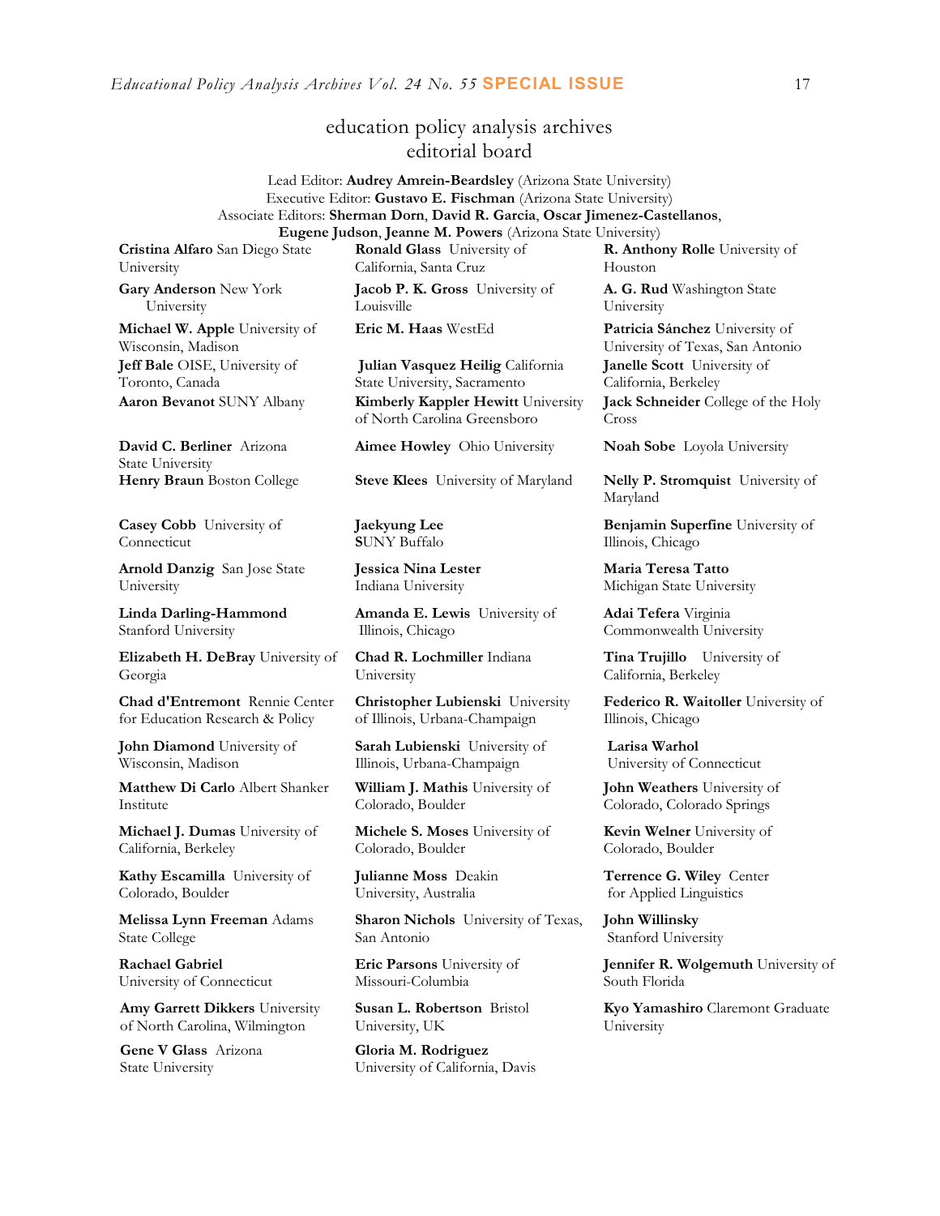# education policy analysis archives
## editorial board

Lead Editor: **Audrey Amrein-Beardsley** (Arizona State University)
Executive Editor: **Gustavo E. Fischman** (Arizona State University)
Associate Editors: **Sherman Dorn**, **David R. Garcia**, **Oscar Jimenez-Castellanos**, **Eugene Judson**, **Jeanne M. Powers** (Arizona State University)

**Cristina Alfaro** San Diego State University

**Gary Anderson** New York University

**Michael W. Apple** University of Wisconsin, Madison

**Jeff Bale** OISE, University of Toronto, Canada

**Aaron Bevanot** SUNY Albany

**David C. Berliner** Arizona State University

**Henry Braun** Boston College

**Casey Cobb** University of Connecticut

**Arnold Danzig** San Jose State University

**Linda Darling-Hammond** Stanford University

**Elizabeth H. DeBray** University of Georgia

**Chad d'Entremont** Rennie Center for Education Research & Policy

**John Diamond** University of Wisconsin, Madison

**Matthew Di Carlo** Albert Shanker Institute

**Michael J. Dumas** University of California, Berkeley

**Kathy Escamilla** University of Colorado, Boulder

**Melissa Lynn Freeman** Adams State College

**Rachael Gabriel** University of Connecticut

**Amy Garrett Dikkers** University of North Carolina, Wilmington

**Gene V Glass** Arizona State University

**Ronald Glass** University of California, Santa Cruz

**Jacob P. K. Gross** University of Louisville

**Eric M. Haas** WestEd

**Julian Vasquez Heilig** California State University, Sacramento

**Kimberly Kappler Hewitt** University of North Carolina Greensboro

**Aimee Howley** Ohio University

**Steve Klees** University of Maryland

**Jaekyung Lee** SUNY Buffalo

**Jessica Nina Lester** Indiana University

**Amanda E. Lewis** University of Illinois, Chicago

**Chad R. Lochmiller** Indiana University

**Christopher Lubienski** University of Illinois, Urbana-Champaign

**Sarah Lubienski** University of Illinois, Urbana-Champaign

**William J. Mathis** University of Colorado, Boulder

**Michele S. Moses** University of Colorado, Boulder

**Julianne Moss** Deakin University, Australia

**Sharon Nichols** University of Texas, San Antonio

**Eric Parsons** University of Missouri-Columbia

**Susan L. Robertson** Bristol University, UK

**Gloria M. Rodriguez** University of California, Davis

**R. Anthony Rolle** University of Houston

**A. G. Rud** Washington State University

**Patricia Sánchez** University of University of Texas, San Antonio

**Janelle Scott** University of California, Berkeley

**Jack Schneider** College of the Holy Cross

**Noah Sobe** Loyola University

**Nelly P. Stromquist** University of Maryland

**Benjamin Superfine** University of Illinois, Chicago

**Maria Teresa Tatto** Michigan State University

**Adai Tefera** Virginia Commonwealth University

**Tina Trujillo** University of California, Berkeley

**Federico R. Waitoller** University of Illinois, Chicago

**Larisa Warhol** University of Connecticut

**John Weathers** University of Colorado, Colorado Springs

**Kevin Welner** University of Colorado, Boulder

**Terrence G. Wiley** Center for Applied Linguistics

**John Willinsky** Stanford University

**Jennifer R. Wolgemuth** University of South Florida

**Kyo Yamashiro** Claremont Graduate University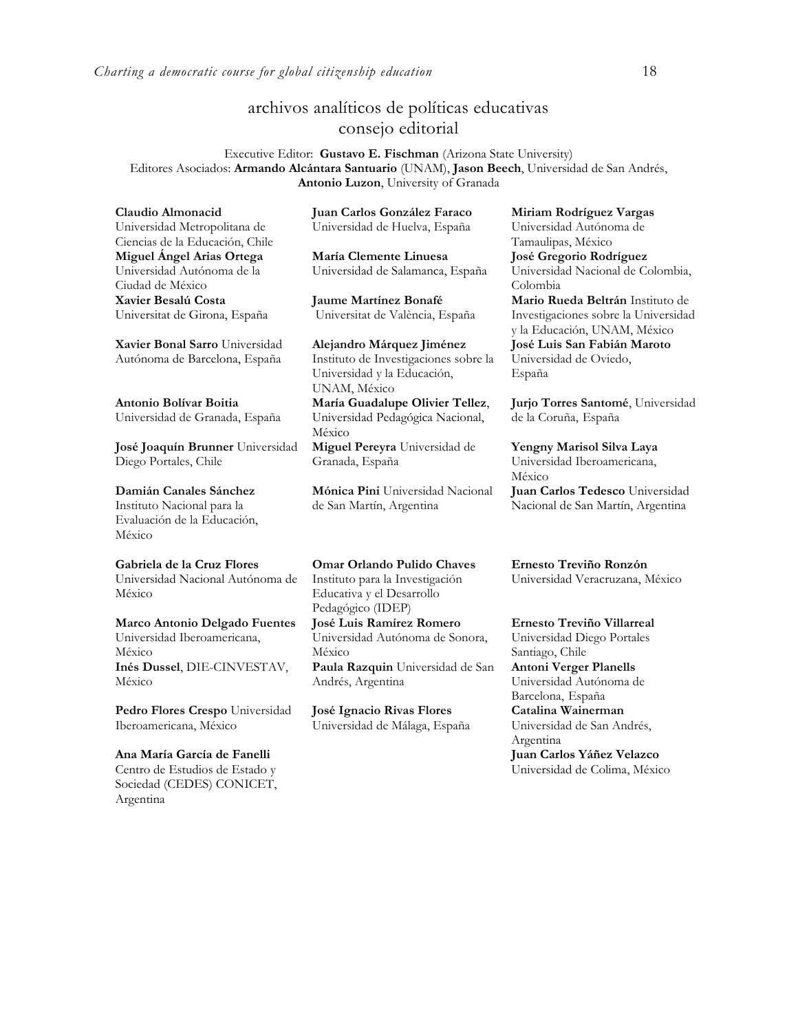## archivos analíticos de políticas educativas
## consejo editorial

Executive Editor: **Gustavo E. Fischman** (Arizona State University)
Editores Asociados: **Armando Alcántara Santuario** (UNAM), **Jason Beech**, Universidad de San Andrés, **Antonio Luzon**, University of Granada

**Claudio Almonacid** Universidad Metropolitana de Ciencias de la Educación, Chile

**Miguel Ángel Arias Ortega** Universidad Autónoma de la Ciudad de México

**Xavier Besalú Costa** Universitat de Girona, España

**Xavier Bonal Sarro** Universidad Autónoma de Barcelona, España

**Antonio Bolívar Boitia** Universidad de Granada, España

**José Joaquín Brunner** Universidad Diego Portales, Chile

**Damián Canales Sánchez** Instituto Nacional para la Evaluación de la Educación, México

**Gabriela de la Cruz Flores** Universidad Nacional Autónoma de México

**Marco Antonio Delgado Fuentes** Universidad Iberoamericana, México

**Inés Dussel**, DIE-CINVESTAV, México

**Pedro Flores Crespo** Universidad Iberoamericana, México

**Ana María García de Fanelli** Centro de Estudios de Estado y Sociedad (CEDES) CONICET, Argentina

**Juan Carlos González Faraco** Universidad de Huelva, España

**María Clemente Linuesa** Universidad de Salamanca, España

**Jaume Martínez Bonafé** Universitat de València, España

**Alejandro Márquez Jiménez** Instituto de Investigaciones sobre la Universidad y la Educación, UNAM, México

**María Guadalupe Olivier Tellez**, Universidad Pedagógica Nacional, México

**Miguel Pereyra** Universidad de Granada, España

**Mónica Pini** Universidad Nacional de San Martín, Argentina

**Omar Orlando Pulido Chaves** Instituto para la Investigación Educativa y el Desarrollo Pedagógico (IDEP)

**José Luis Ramírez Romero** Universidad Autónoma de Sonora, México

**Paula Razquin** Universidad de San Andrés, Argentina

**José Ignacio Rivas Flores** Universidad de Málaga, España

**Miriam Rodríguez Vargas** Universidad Autónoma de Tamaulipas, México

**José Gregorio Rodríguez** Universidad Nacional de Colombia, Colombia

**Mario Rueda Beltrán** Instituto de Investigaciones sobre la Universidad y la Educación, UNAM, México

**José Luis San Fabián Maroto** Universidad de Oviedo, España

**Jurjo Torres Santomé**, Universidad de la Coruña, España

**Yengny Marisol Silva Laya** Universidad Iberoamericana, México

**Juan Carlos Tedesco** Universidad Nacional de San Martín, Argentina

**Ernesto Treviño Ronzón** Universidad Veracruzana, México

**Ernesto Treviño Villarreal** Universidad Diego Portales Santiago, Chile

**Antoni Verger Planells** Universidad Autónoma de Barcelona, España

**Catalina Wainerman** Universidad de San Andrés, Argentina

**Juan Carlos Yáñez Velazco** Universidad de Colima, México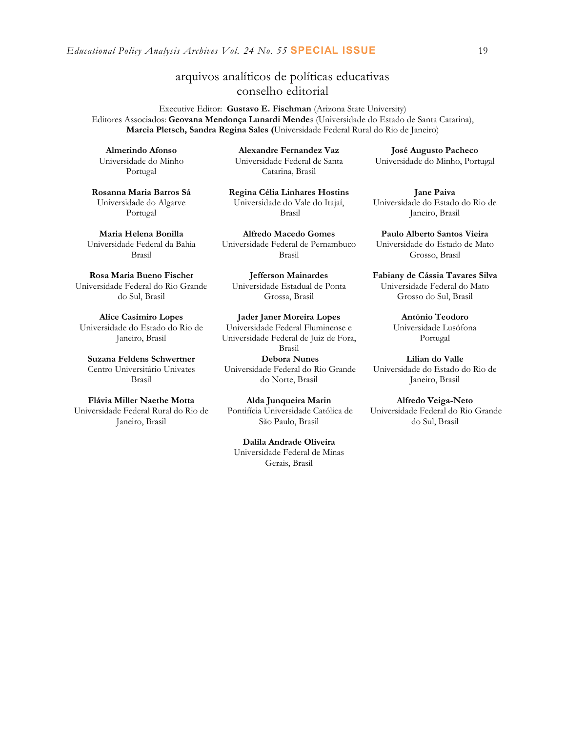# arquivos analíticos de políticas educativas
## conselho editorial

Executive Editor: **Gustavo E. Fischman** (Arizona State University)
Editores Associados: **Geovana Mendonça Lunardi Mende**s (Universidade do Estado de Santa Catarina), **Marcia Pletsch, Sandra Regina Sales (**Universidade Federal Rural do Rio de Janeiro)

**Almerindo Afonso**
Universidade do Minho
Portugal

**Alexandre Fernandez Vaz**
Universidade Federal de Santa Catarina, Brasil

**José Augusto Pacheco**
Universidade do Minho, Portugal

**Rosanna Maria Barros Sá**
Universidade do Algarve
Portugal

**Regina Célia Linhares Hostins**
Universidade do Vale do Itajaí, Brasil

**Jane Paiva**
Universidade do Estado do Rio de Janeiro, Brasil

**Maria Helena Bonilla**
Universidade Federal da Bahia
Brasil

**Alfredo Macedo Gomes**
Universidade Federal de Pernambuco
Brasil

**Paulo Alberto Santos Vieira**
Universidade do Estado de Mato Grosso, Brasil

**Rosa Maria Bueno Fischer**
Universidade Federal do Rio Grande do Sul, Brasil

**Jefferson Mainardes**
Universidade Estadual de Ponta Grossa, Brasil

**Fabiany de Cássia Tavares Silva**
Universidade Federal do Mato Grosso do Sul, Brasil

**Alice Casimiro Lopes**
Universidade do Estado do Rio de Janeiro, Brasil

**Jader Janer Moreira Lopes**
Universidade Federal Fluminense e Universidade Federal de Juiz de Fora, Brasil

**António Teodoro**
Universidade Lusófona
Portugal

**Suzana Feldens Schwertner**
Centro Universitário Univates
Brasil

**Debora Nunes**
Universidade Federal do Rio Grande do Norte, Brasil

**Lílian do Valle**
Universidade do Estado do Rio de Janeiro, Brasil

**Flávia Miller Naethe Motta**
Universidade Federal Rural do Rio de Janeiro, Brasil

**Alda Junqueira Marin**
Pontifícia Universidade Católica de São Paulo, Brasil

**Alfredo Veiga-Neto**
Universidade Federal do Rio Grande do Sul, Brasil

**Dalila Andrade Oliveira**
Universidade Federal de Minas Gerais, Brasil